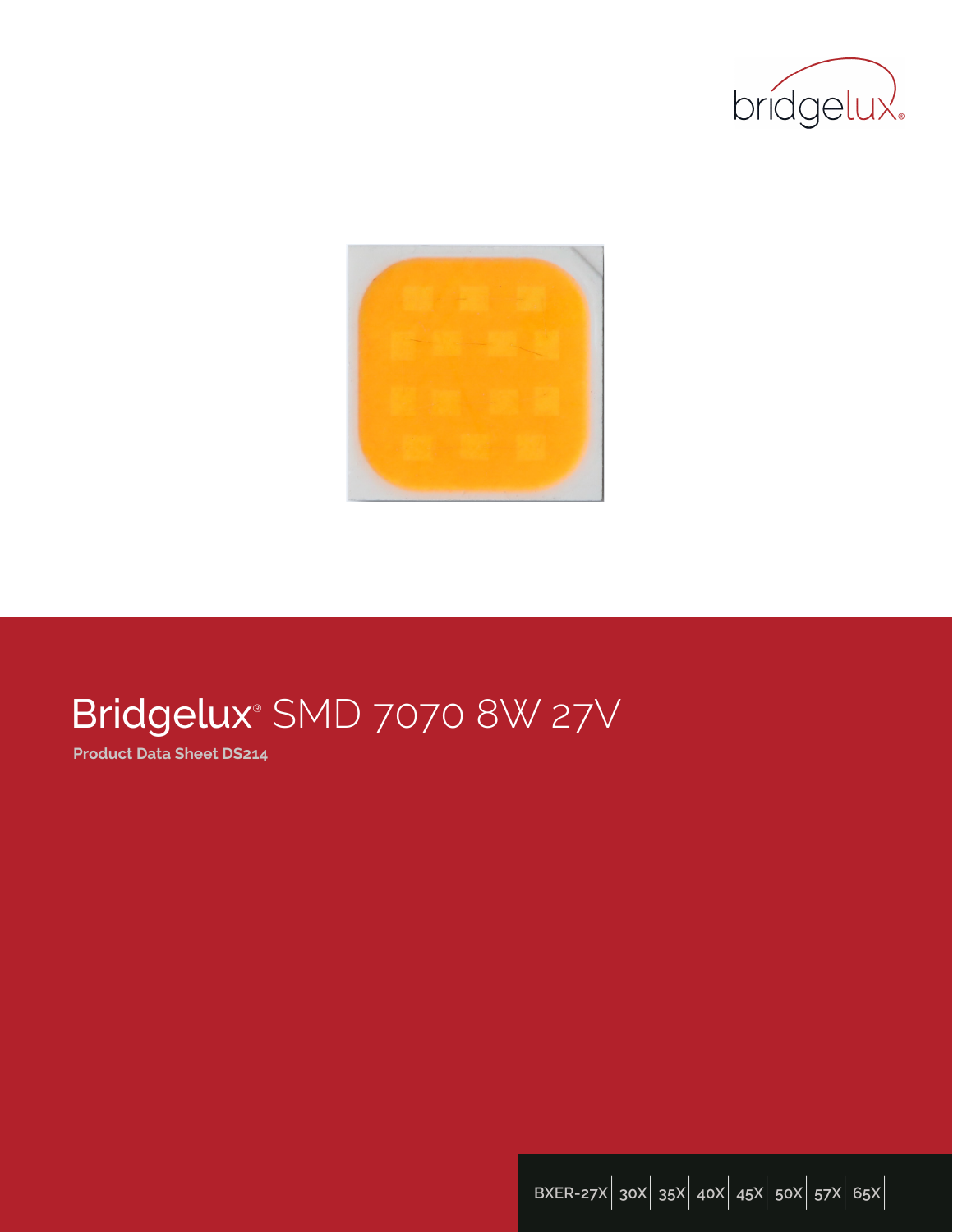# Bridgelux® SMD 7070 8W 27V

**Product Data Sheet DS214**

BXER-27X | 30X | 35X | 40X | 45X | 50X | 57X | 65X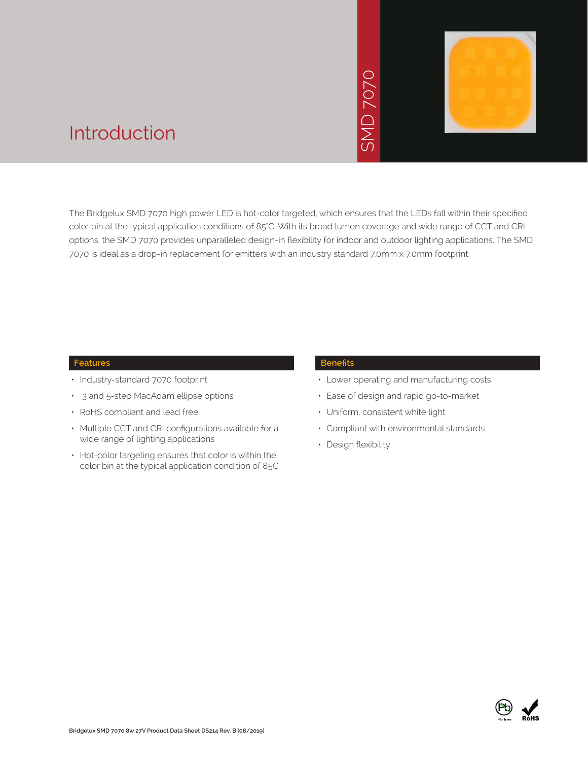# Introduction

SMD 7070

The Bridgelux SMD 7070 high power LED is hot-color targeted, which ensures that the LEDs fall within their specified color bin at the typical application conditions of 85°C. With its broad lumen coverage and wide range of CCT and CRI options, the SMD 7070 provides unparalleled design-in flexibility for indoor and outdoor lighting applications. The SMD 7070 is ideal as a drop-in replacement for emitters with an industry standard 7.0mm x 7.0mm footprint.

## Features

- Industry-standard 7070 footprint
- 3 and 5-step MacAdam ellipse options
- RoHS compliant and lead free
- Multiple CCT and CRI configurations available for a wide range of lighting applications
- Hot-color targeting ensures that color is within the color bin at the typical application condition of 85C

## Benefits

- Lower operating and manufacturing costs
- Ease of design and rapid go-to-market
- Uniform, consistent white light
- Compliant with environmental standards
- Design flexibility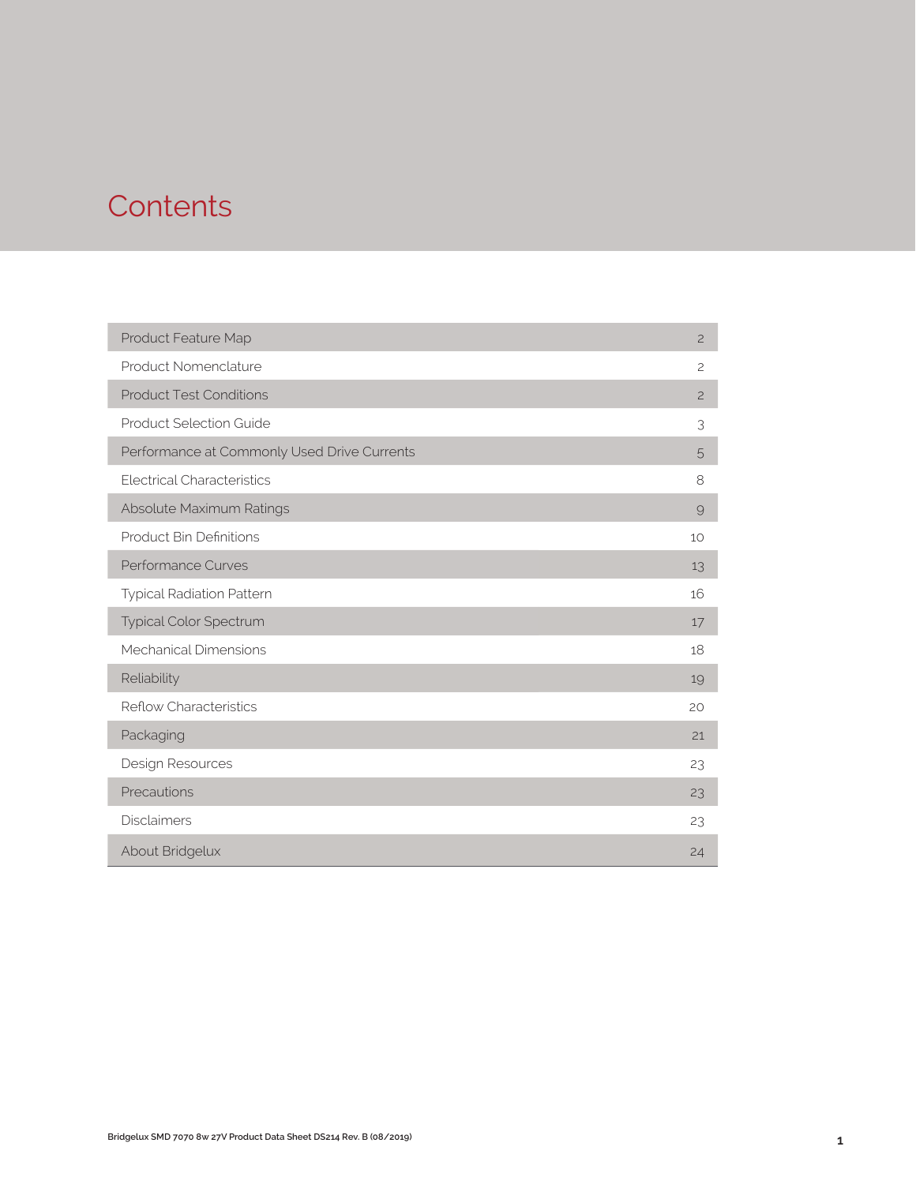# Contents

| | |
|---|---|
| Product Feature Map | 2 |
| Product Nomenclature | 2 |
| Product Test Conditions | 2 |
| Product Selection Guide | 3 |
| Performance at Commonly Used Drive Currents | 5 |
| Electrical Characteristics | 8 |
| Absolute Maximum Ratings | 9 |
| Product Bin Definitions | 10 |
| Performance Curves | 13 |
| Typical Radiation Pattern | 16 |
| Typical Color Spectrum | 17 |
| Mechanical Dimensions | 18 |
| Reliability | 19 |
| Reflow Characteristics | 20 |
| Packaging | 21 |
| Design Resources | 23 |
| Precautions | 23 |
| Disclaimers | 23 |
| About Bridgelux | 24 |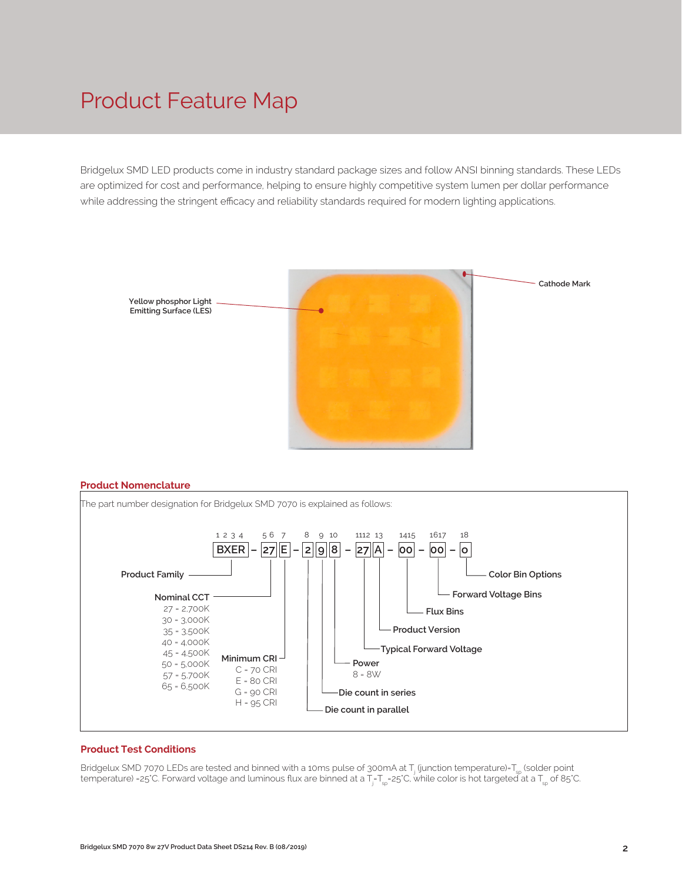# Product Feature Map

Bridgelux SMD LED products come in industry standard package sizes and follow ANSI binning standards. These LEDs are optimized for cost and performance, helping to ensure highly competitive system lumen per dollar performance while addressing the stringent efficacy and reliability standards required for modern lighting applications.

Yellow phosphor Light Emitting Surface (LES)

Cathode Mark

## Product Nomenclature

The part number designation for Bridgelux SMD 7070 is explained as follows:

```
1 2 3 4   5 6  7    8   9  10   11 12  13   14 15   16 17   18
 BXER  -  27   E -  2   9   8 -  27    A  -  00   -  00   -  0
```

- **Product Family** (1–4): BXER
- **Nominal CCT** (5–6)
  - 27 = 2,700K
  - 30 = 3,000K
  - 35 = 3,500K
  - 40 = 4,000K
  - 45 = 4,500K
  - 50 = 5,000K
  - 57 = 5,700K
  - 65 = 6,500K
- **Minimum CRI** (7)
  - C = 70 CRI
  - E = 80 CRI
  - G = 90 CRI
  - H = 95 CRI
- **Die count in parallel** (8)
- **Die count in series** (9)
- **Power** (10)
  - 8 = 8W
- **Typical Forward Voltage** (11–12)
- **Product Version** (13)
- **Flux Bins** (14–15)
- **Forward Voltage Bins** (16–17)
- **Color Bin Options** (18)

## Product Test Conditions

Bridgelux SMD 7070 LEDs are tested and binned with a 10ms pulse of 300mA at $T_j$ (junction temperature)=$T_{sp}$ (solder point temperature) =25°C. Forward voltage and luminous flux are binned at a $T_j$=$T_{sp}$=25°C, while color is hot targeted at a $T_{sp}$ of 85°C.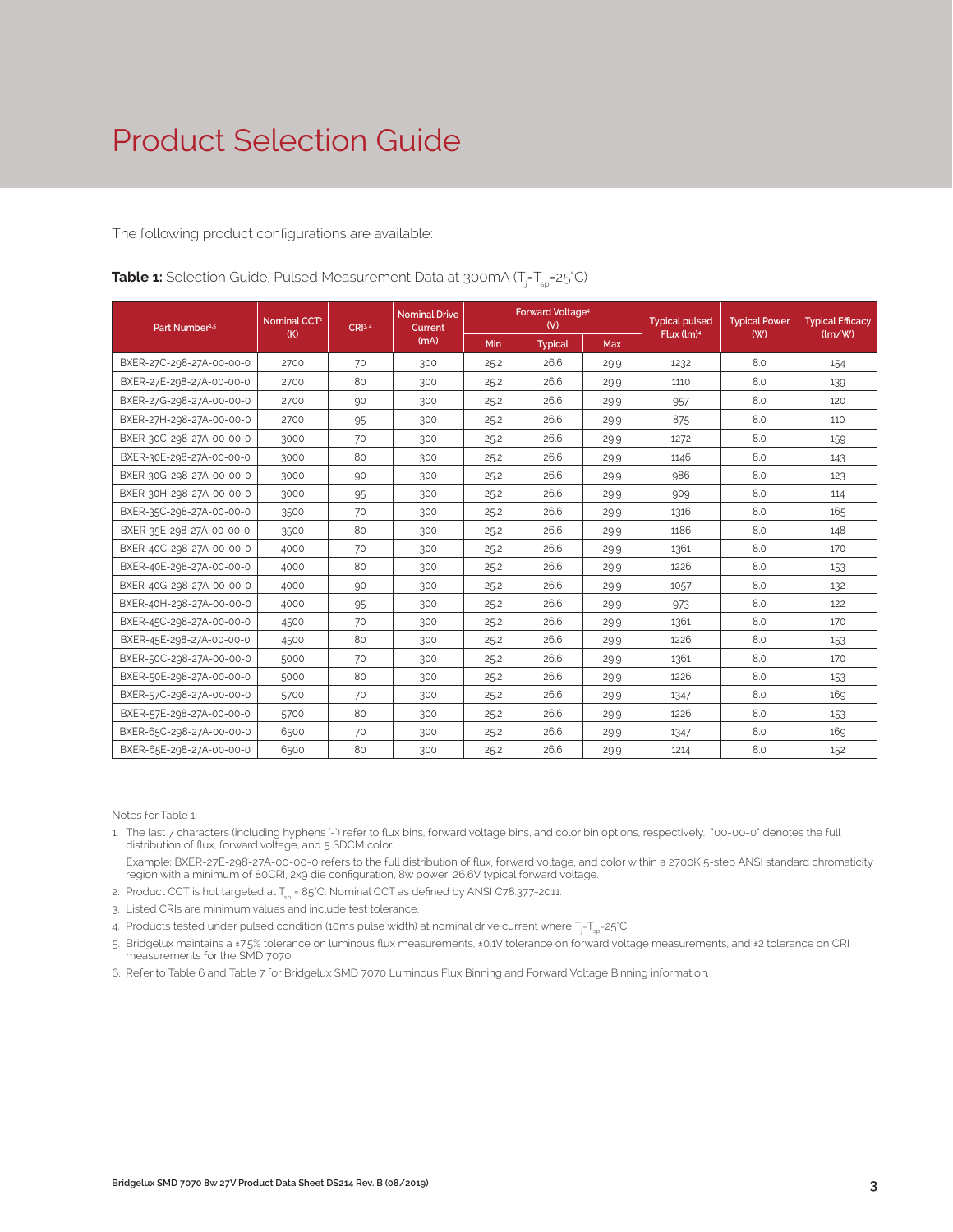# Product Selection Guide

The following product configurations are available:

**Table 1:** Selection Guide, Pulsed Measurement Data at 300mA ($T_j$=$T_{sp}$=25°C)

| Part Number[1,5] | Nominal CCT[2] (K) | CRI[3,4] | Nominal Drive Current (mA) | Forward Voltage[4] (V) | | | Typical pulsed Flux (lm)[4] | Typical Power (W) | Typical Efficacy (lm/W) |
|---|---|---|---|---|---|---|---|---|---|
| | | | | Min | Typical | Max | | | |
| BXER-27C-298-27A-00-00-0 | 2700 | 70 | 300 | 25.2 | 26.6 | 29.9 | 1232 | 8.0 | 154 |
| BXER-27E-298-27A-00-00-0 | 2700 | 80 | 300 | 25.2 | 26.6 | 29.9 | 1110 | 8.0 | 139 |
| BXER-27G-298-27A-00-00-0 | 2700 | 90 | 300 | 25.2 | 26.6 | 29.9 | 957 | 8.0 | 120 |
| BXER-27H-298-27A-00-00-0 | 2700 | 95 | 300 | 25.2 | 26.6 | 29.9 | 875 | 8.0 | 110 |
| BXER-30C-298-27A-00-00-0 | 3000 | 70 | 300 | 25.2 | 26.6 | 29.9 | 1272 | 8.0 | 159 |
| BXER-30E-298-27A-00-00-0 | 3000 | 80 | 300 | 25.2 | 26.6 | 29.9 | 1146 | 8.0 | 143 |
| BXER-30G-298-27A-00-00-0 | 3000 | 90 | 300 | 25.2 | 26.6 | 29.9 | 986 | 8.0 | 123 |
| BXER-30H-298-27A-00-00-0 | 3000 | 95 | 300 | 25.2 | 26.6 | 29.9 | 909 | 8.0 | 114 |
| BXER-35C-298-27A-00-00-0 | 3500 | 70 | 300 | 25.2 | 26.6 | 29.9 | 1316 | 8.0 | 165 |
| BXER-35E-298-27A-00-00-0 | 3500 | 80 | 300 | 25.2 | 26.6 | 29.9 | 1186 | 8.0 | 148 |
| BXER-40C-298-27A-00-00-0 | 4000 | 70 | 300 | 25.2 | 26.6 | 29.9 | 1361 | 8.0 | 170 |
| BXER-40E-298-27A-00-00-0 | 4000 | 80 | 300 | 25.2 | 26.6 | 29.9 | 1226 | 8.0 | 153 |
| BXER-40G-298-27A-00-00-0 | 4000 | 90 | 300 | 25.2 | 26.6 | 29.9 | 1057 | 8.0 | 132 |
| BXER-40H-298-27A-00-00-0 | 4000 | 95 | 300 | 25.2 | 26.6 | 29.9 | 973 | 8.0 | 122 |
| BXER-45C-298-27A-00-00-0 | 4500 | 70 | 300 | 25.2 | 26.6 | 29.9 | 1361 | 8.0 | 170 |
| BXER-45E-298-27A-00-00-0 | 4500 | 80 | 300 | 25.2 | 26.6 | 29.9 | 1226 | 8.0 | 153 |
| BXER-50C-298-27A-00-00-0 | 5000 | 70 | 300 | 25.2 | 26.6 | 29.9 | 1361 | 8.0 | 170 |
| BXER-50E-298-27A-00-00-0 | 5000 | 80 | 300 | 25.2 | 26.6 | 29.9 | 1226 | 8.0 | 153 |
| BXER-57C-298-27A-00-00-0 | 5700 | 70 | 300 | 25.2 | 26.6 | 29.9 | 1347 | 8.0 | 169 |
| BXER-57E-298-27A-00-00-0 | 5700 | 80 | 300 | 25.2 | 26.6 | 29.9 | 1226 | 8.0 | 153 |
| BXER-65C-298-27A-00-00-0 | 6500 | 70 | 300 | 25.2 | 26.6 | 29.9 | 1347 | 8.0 | 169 |
| BXER-65E-298-27A-00-00-0 | 6500 | 80 | 300 | 25.2 | 26.6 | 29.9 | 1214 | 8.0 | 152 |

Notes for Table 1:

1. The last 7 characters (including hyphens '-') refer to flux bins, forward voltage bins, and color bin options, respectively. "00-00-0" denotes the full distribution of flux, forward voltage, and 5 SDCM color.

   Example: BXER-27E-298-27A-00-00-0 refers to the full distribution of flux, forward voltage, and color within a 2700K 5-step ANSI standard chromaticity region with a minimum of 80CRI, 2x9 die configuration, 8w power, 26.6V typical forward voltage.
2. Product CCT is hot targeted at $T_{sp}$ = 85°C. Nominal CCT as defined by ANSI C78.377-2011.
3. Listed CRIs are minimum values and include test tolerance.
4. Products tested under pulsed condition (10ms pulse width) at nominal drive current where $T_j$=$T_{sp}$=25°C.
5. Bridgelux maintains a ±7.5% tolerance on luminous flux measurements, ±0.1V tolerance on forward voltage measurements, and ±2 tolerance on CRI measurements for the SMD 7070.
6. Refer to Table 6 and Table 7 for Bridgelux SMD 7070 Luminous Flux Binning and Forward Voltage Binning information.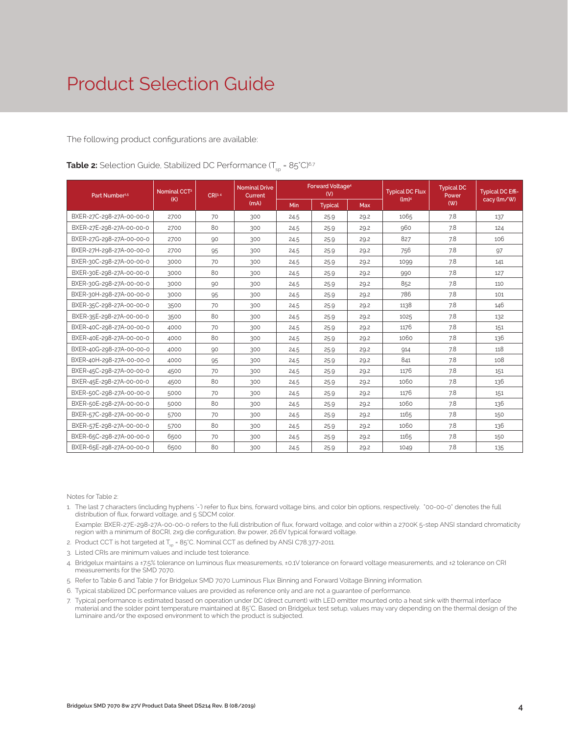# Product Selection Guide

The following product configurations are available:

**Table 2:** Selection Guide, Stabilized DC Performance ($T_{sp}$ = 85°C)[6,7]

| Part Number[1,5] | Nominal CCT[2] (K) | CRI[3,4] | Nominal Drive Current (mA) | Forward Voltage[4] (V) | | | Typical DC Flux (lm)[4] | Typical DC Power (W) | Typical DC Efficacy (lm/W) |
|---|---|---|---|---|---|---|---|---|---|
| | | | | Min | Typical | Max | | | |
| BXER-27C-298-27A-00-00-0 | 2700 | 70 | 300 | 24.5 | 25.9 | 29.2 | 1065 | 7.8 | 137 |
| BXER-27E-298-27A-00-00-0 | 2700 | 80 | 300 | 24.5 | 25.9 | 29.2 | 960 | 7.8 | 124 |
| BXER-27G-298-27A-00-00-0 | 2700 | 90 | 300 | 24.5 | 25.9 | 29.2 | 827 | 7.8 | 106 |
| BXER-27H-298-27A-00-00-0 | 2700 | 95 | 300 | 24.5 | 25.9 | 29.2 | 756 | 7.8 | 97 |
| BXER-30C-298-27A-00-00-0 | 3000 | 70 | 300 | 24.5 | 25.9 | 29.2 | 1099 | 7.8 | 141 |
| BXER-30E-298-27A-00-00-0 | 3000 | 80 | 300 | 24.5 | 25.9 | 29.2 | 990 | 7.8 | 127 |
| BXER-30G-298-27A-00-00-0 | 3000 | 90 | 300 | 24.5 | 25.9 | 29.2 | 852 | 7.8 | 110 |
| BXER-30H-298-27A-00-00-0 | 3000 | 95 | 300 | 24.5 | 25.9 | 29.2 | 786 | 7.8 | 101 |
| BXER-35C-298-27A-00-00-0 | 3500 | 70 | 300 | 24.5 | 25.9 | 29.2 | 1138 | 7.8 | 146 |
| BXER-35E-298-27A-00-00-0 | 3500 | 80 | 300 | 24.5 | 25.9 | 29.2 | 1025 | 7.8 | 132 |
| BXER-40C-298-27A-00-00-0 | 4000 | 70 | 300 | 24.5 | 25.9 | 29.2 | 1176 | 7.8 | 151 |
| BXER-40E-298-27A-00-00-0 | 4000 | 80 | 300 | 24.5 | 25.9 | 29.2 | 1060 | 7.8 | 136 |
| BXER-40G-298-27A-00-00-0 | 4000 | 90 | 300 | 24.5 | 25.9 | 29.2 | 914 | 7.8 | 118 |
| BXER-40H-298-27A-00-00-0 | 4000 | 95 | 300 | 24.5 | 25.9 | 29.2 | 841 | 7.8 | 108 |
| BXER-45C-298-27A-00-00-0 | 4500 | 70 | 300 | 24.5 | 25.9 | 29.2 | 1176 | 7.8 | 151 |
| BXER-45E-298-27A-00-00-0 | 4500 | 80 | 300 | 24.5 | 25.9 | 29.2 | 1060 | 7.8 | 136 |
| BXER-50C-298-27A-00-00-0 | 5000 | 70 | 300 | 24.5 | 25.9 | 29.2 | 1176 | 7.8 | 151 |
| BXER-50E-298-27A-00-00-0 | 5000 | 80 | 300 | 24.5 | 25.9 | 29.2 | 1060 | 7.8 | 136 |
| BXER-57C-298-27A-00-00-0 | 5700 | 70 | 300 | 24.5 | 25.9 | 29.2 | 1165 | 7.8 | 150 |
| BXER-57E-298-27A-00-00-0 | 5700 | 80 | 300 | 24.5 | 25.9 | 29.2 | 1060 | 7.8 | 136 |
| BXER-65C-298-27A-00-00-0 | 6500 | 70 | 300 | 24.5 | 25.9 | 29.2 | 1165 | 7.8 | 150 |
| BXER-65E-298-27A-00-00-0 | 6500 | 80 | 300 | 24.5 | 25.9 | 29.2 | 1049 | 7.8 | 135 |

Notes for Table 2:

1. The last 7 characters (including hyphens '-') refer to flux bins, forward voltage bins, and color bin options, respectively. "00-00-0" denotes the full distribution of flux, forward voltage, and 5 SDCM color.

   Example: BXER-27E-298-27A-00-00-0 refers to the full distribution of flux, forward voltage, and color within a 2700K 5-step ANSI standard chromaticity region with a minimum of 80CRI, 2x9 die configuration, 8w power, 26.6V typical forward voltage.
2. Product CCT is hot targeted at $T_{sp}$ = 85°C. Nominal CCT as defined by ANSI C78.377-2011.
3. Listed CRIs are minimum values and include test tolerance.
4. Bridgelux maintains a ±7.5% tolerance on luminous flux measurements, ±0.1V tolerance on forward voltage measurements, and ±2 tolerance on CRI measurements for the SMD 7070.
5. Refer to Table 6 and Table 7 for Bridgelux SMD 7070 Luminous Flux Binning and Forward Voltage Binning information.
6. Typical stabilized DC performance values are provided as reference only and are not a guarantee of performance.
7. Typical performance is estimated based on operation under DC (direct current) with LED emitter mounted onto a heat sink with thermal interface material and the solder point temperature maintained at 85°C. Based on Bridgelux test setup, values may vary depending on the thermal design of the luminaire and/or the exposed environment to which the product is subjected.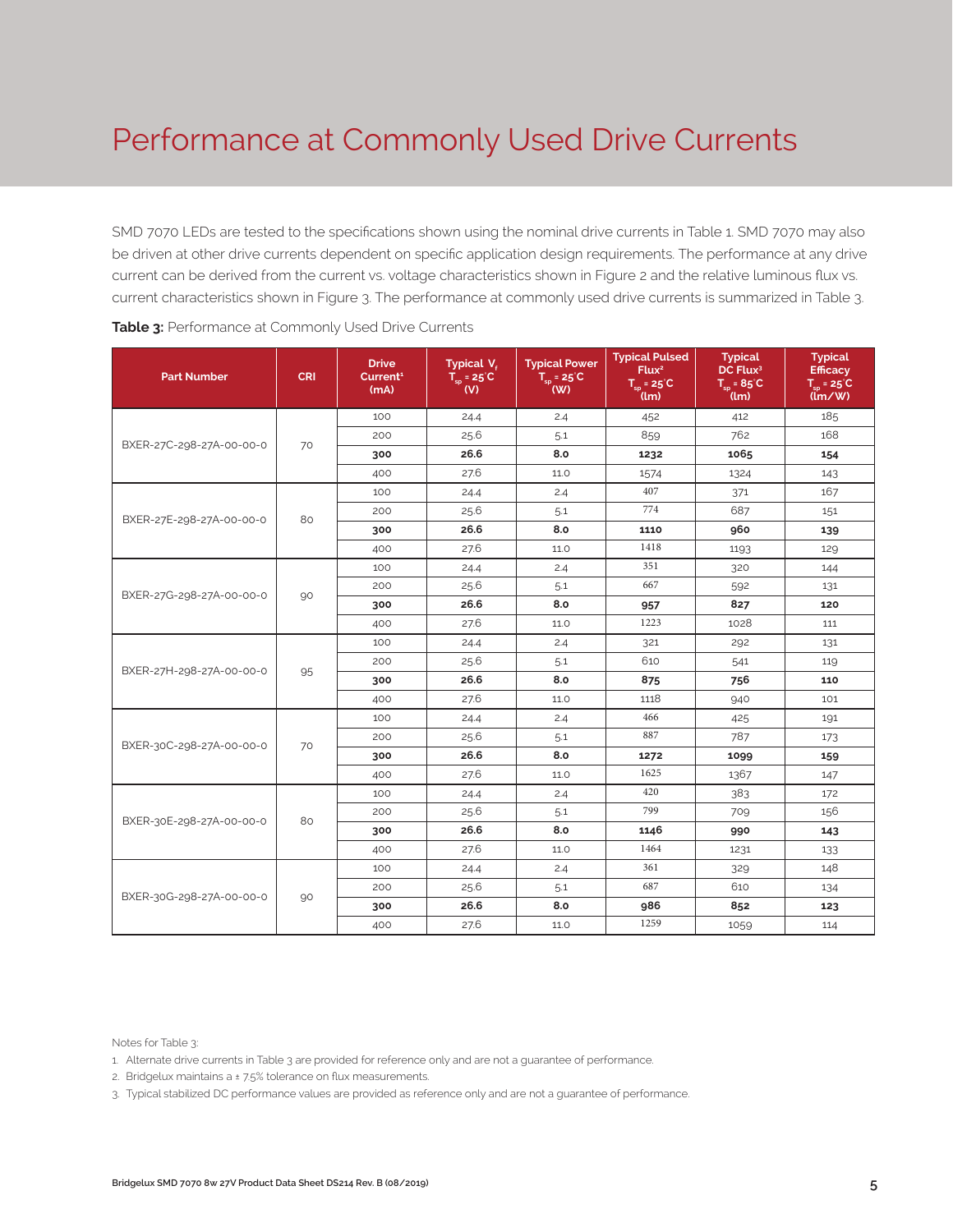# Performance at Commonly Used Drive Currents

SMD 7070 LEDs are tested to the specifications shown using the nominal drive currents in Table 1. SMD 7070 may also be driven at other drive currents dependent on specific application design requirements. The performance at any drive current can be derived from the current vs. voltage characteristics shown in Figure 2 and the relative luminous flux vs. current characteristics shown in Figure 3. The performance at commonly used drive currents is summarized in Table 3.

**Table 3:** Performance at Commonly Used Drive Currents

| Part Number | CRI | Drive Current[1] (mA) | Typical $V_f$ $T_{sp}$ = 25°C (V) | Typical Power $T_{sp}$ = 25°C (W) | Typical Pulsed Flux[2] $T_{sp}$ = 25°C (lm) | Typical DC Flux[3] $T_{sp}$ = 85°C (lm) | Typical Efficacy $T_{sp}$ = 25°C (lm/W) |
|---|---|---|---|---|---|---|---|
| BXER-27C-298-27A-00-00-0 | 70 | 100 | 24.4 | 2.4 | 452 | 412 | 185 |
| | | 200 | 25.6 | 5.1 | 859 | 762 | 168 |
| | | **300** | **26.6** | **8.0** | **1232** | **1065** | **154** |
| | | 400 | 27.6 | 11.0 | 1574 | 1324 | 143 |
| BXER-27E-298-27A-00-00-0 | 80 | 100 | 24.4 | 2.4 | 407 | 371 | 167 |
| | | 200 | 25.6 | 5.1 | 774 | 687 | 151 |
| | | **300** | **26.6** | **8.0** | **1110** | **960** | **139** |
| | | 400 | 27.6 | 11.0 | 1418 | 1193 | 129 |
| BXER-27G-298-27A-00-00-0 | 90 | 100 | 24.4 | 2.4 | 351 | 320 | 144 |
| | | 200 | 25.6 | 5.1 | 667 | 592 | 131 |
| | | **300** | **26.6** | **8.0** | **957** | **827** | **120** |
| | | 400 | 27.6 | 11.0 | 1223 | 1028 | 111 |
| BXER-27H-298-27A-00-00-0 | 95 | 100 | 24.4 | 2.4 | 321 | 292 | 131 |
| | | 200 | 25.6 | 5.1 | 610 | 541 | 119 |
| | | **300** | **26.6** | **8.0** | **875** | **756** | **110** |
| | | 400 | 27.6 | 11.0 | 1118 | 940 | 101 |
| BXER-30C-298-27A-00-00-0 | 70 | 100 | 24.4 | 2.4 | 466 | 425 | 191 |
| | | 200 | 25.6 | 5.1 | 887 | 787 | 173 |
| | | **300** | **26.6** | **8.0** | **1272** | **1099** | **159** |
| | | 400 | 27.6 | 11.0 | 1625 | 1367 | 147 |
| BXER-30E-298-27A-00-00-0 | 80 | 100 | 24.4 | 2.4 | 420 | 383 | 172 |
| | | 200 | 25.6 | 5.1 | 799 | 709 | 156 |
| | | **300** | **26.6** | **8.0** | **1146** | **990** | **143** |
| | | 400 | 27.6 | 11.0 | 1464 | 1231 | 133 |
| BXER-30G-298-27A-00-00-0 | 90 | 100 | 24.4 | 2.4 | 361 | 329 | 148 |
| | | 200 | 25.6 | 5.1 | 687 | 610 | 134 |
| | | **300** | **26.6** | **8.0** | **986** | **852** | **123** |
| | | 400 | 27.6 | 11.0 | 1259 | 1059 | 114 |

Notes for Table 3:

1. Alternate drive currents in Table 3 are provided for reference only and are not a guarantee of performance.
2. Bridgelux maintains a ± 7.5% tolerance on flux measurements.
3. Typical stabilized DC performance values are provided as reference only and are not a guarantee of performance.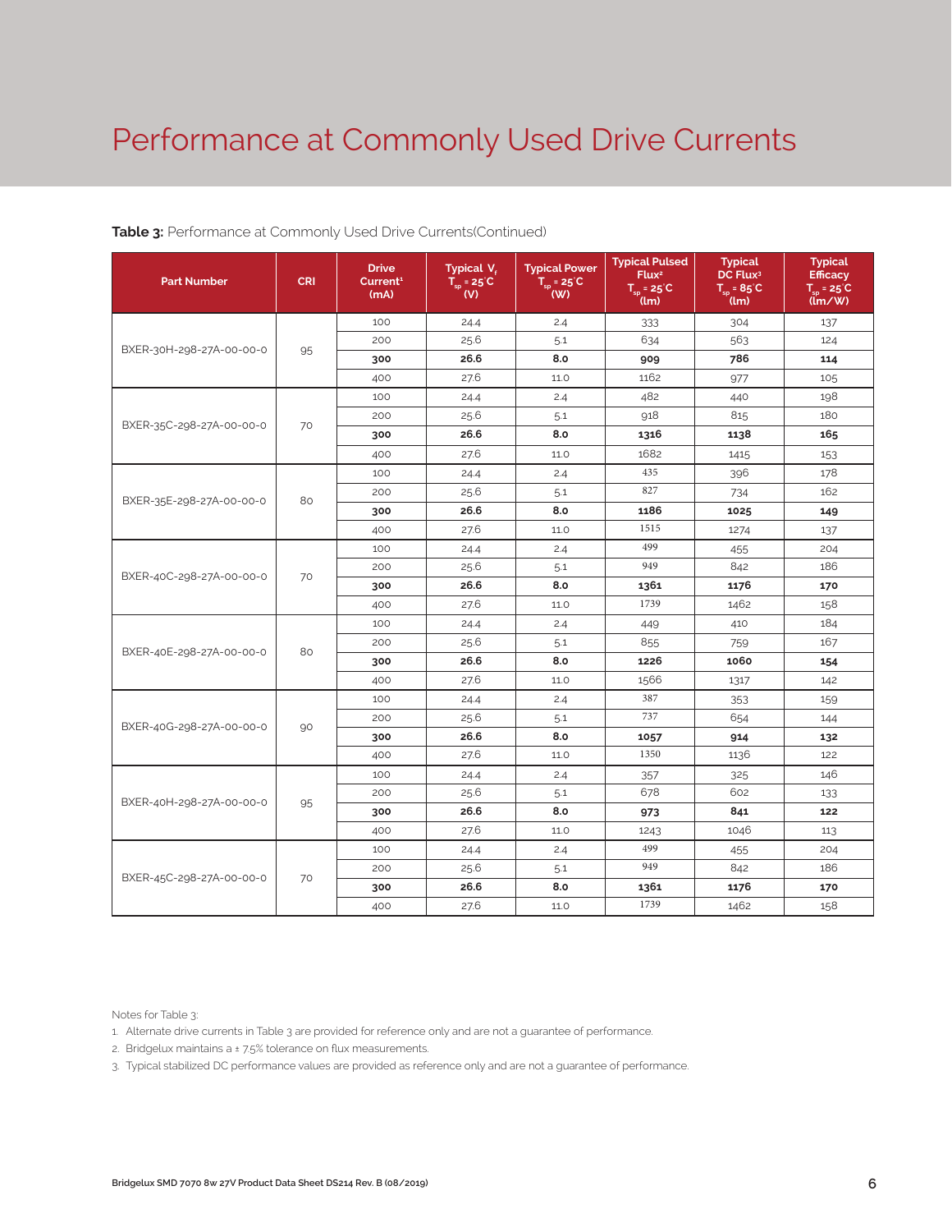# Performance at Commonly Used Drive Currents

**Table 3:** Performance at Commonly Used Drive Currents(Continued)

| Part Number | CRI | Drive Current[1] (mA) | Typical $V_f$ $T_{sp}$ = 25°C (V) | Typical Power $T_{sp}$ = 25°C (W) | Typical Pulsed Flux[2] $T_{sp}$ = 25°C (lm) | Typical DC Flux[3] $T_{sp}$ = 85°C (lm) | Typical Efficacy $T_{sp}$ = 25°C (lm/W) |
|---|---|---|---|---|---|---|---|
| BXER-30H-298-27A-00-00-0 | 95 | 100 | 24.4 | 2.4 | 333 | 304 | 137 |
| | | 200 | 25.6 | 5.1 | 634 | 563 | 124 |
| | | **300** | **26.6** | **8.0** | **909** | **786** | **114** |
| | | 400 | 27.6 | 11.0 | 1162 | 977 | 105 |
| BXER-35C-298-27A-00-00-0 | 70 | 100 | 24.4 | 2.4 | 482 | 440 | 198 |
| | | 200 | 25.6 | 5.1 | 918 | 815 | 180 |
| | | **300** | **26.6** | **8.0** | **1316** | **1138** | **165** |
| | | 400 | 27.6 | 11.0 | 1682 | 1415 | 153 |
| BXER-35E-298-27A-00-00-0 | 80 | 100 | 24.4 | 2.4 | 435 | 396 | 178 |
| | | 200 | 25.6 | 5.1 | 827 | 734 | 162 |
| | | **300** | **26.6** | **8.0** | **1186** | **1025** | **149** |
| | | 400 | 27.6 | 11.0 | 1515 | 1274 | 137 |
| BXER-40C-298-27A-00-00-0 | 70 | 100 | 24.4 | 2.4 | 499 | 455 | 204 |
| | | 200 | 25.6 | 5.1 | 949 | 842 | 186 |
| | | **300** | **26.6** | **8.0** | **1361** | **1176** | **170** |
| | | 400 | 27.6 | 11.0 | 1739 | 1462 | 158 |
| BXER-40E-298-27A-00-00-0 | 80 | 100 | 24.4 | 2.4 | 449 | 410 | 184 |
| | | 200 | 25.6 | 5.1 | 855 | 759 | 167 |
| | | **300** | **26.6** | **8.0** | **1226** | **1060** | **154** |
| | | 400 | 27.6 | 11.0 | 1566 | 1317 | 142 |
| BXER-40G-298-27A-00-00-0 | 90 | 100 | 24.4 | 2.4 | 387 | 353 | 159 |
| | | 200 | 25.6 | 5.1 | 737 | 654 | 144 |
| | | **300** | **26.6** | **8.0** | **1057** | **914** | **132** |
| | | 400 | 27.6 | 11.0 | 1350 | 1136 | 122 |
| BXER-40H-298-27A-00-00-0 | 95 | 100 | 24.4 | 2.4 | 357 | 325 | 146 |
| | | 200 | 25.6 | 5.1 | 678 | 602 | 133 |
| | | **300** | **26.6** | **8.0** | **973** | **841** | **122** |
| | | 400 | 27.6 | 11.0 | 1243 | 1046 | 113 |
| BXER-45C-298-27A-00-00-0 | 70 | 100 | 24.4 | 2.4 | 499 | 455 | 204 |
| | | 200 | 25.6 | 5.1 | 949 | 842 | 186 |
| | | **300** | **26.6** | **8.0** | **1361** | **1176** | **170** |
| | | 400 | 27.6 | 11.0 | 1739 | 1462 | 158 |

Notes for Table 3:

1. Alternate drive currents in Table 3 are provided for reference only and are not a guarantee of performance.
2. Bridgelux maintains a ± 7.5% tolerance on flux measurements.
3. Typical stabilized DC performance values are provided as reference only and are not a guarantee of performance.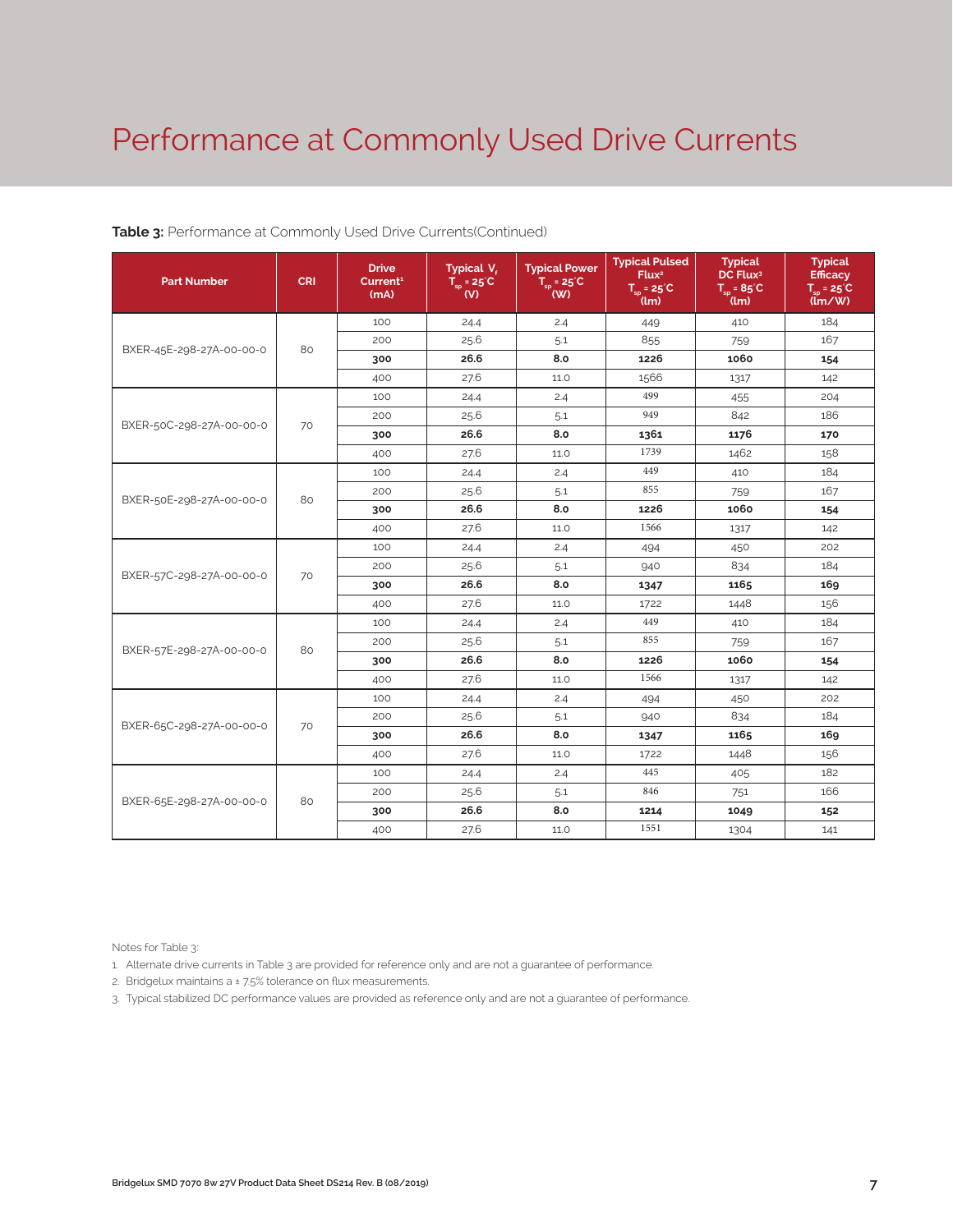# Performance at Commonly Used Drive Currents

**Table 3:** Performance at Commonly Used Drive Currents(Continued)

| Part Number | CRI | Drive Current[1] (mA) | Typical $V_f$ $T_{sp}$ = 25°C (V) | Typical Power $T_{sp}$ = 25°C (W) | Typical Pulsed Flux[2] $T_{sp}$ = 25°C (lm) | Typical DC Flux[3] $T_{sp}$ = 85°C (lm) | Typical Efficacy $T_{sp}$ = 25°C (lm/W) |
|---|---|---|---|---|---|---|---|
| BXER-45E-298-27A-00-00-0 | 80 | 100 | 24.4 | 2.4 | 449 | 410 | 184 |
| | | 200 | 25.6 | 5.1 | 855 | 759 | 167 |
| | | **300** | **26.6** | **8.0** | **1226** | **1060** | **154** |
| | | 400 | 27.6 | 11.0 | 1566 | 1317 | 142 |
| BXER-50C-298-27A-00-00-0 | 70 | 100 | 24.4 | 2.4 | 499 | 455 | 204 |
| | | 200 | 25.6 | 5.1 | 949 | 842 | 186 |
| | | **300** | **26.6** | **8.0** | **1361** | **1176** | **170** |
| | | 400 | 27.6 | 11.0 | 1739 | 1462 | 158 |
| BXER-50E-298-27A-00-00-0 | 80 | 100 | 24.4 | 2.4 | 449 | 410 | 184 |
| | | 200 | 25.6 | 5.1 | 855 | 759 | 167 |
| | | **300** | **26.6** | **8.0** | **1226** | **1060** | **154** |
| | | 400 | 27.6 | 11.0 | 1566 | 1317 | 142 |
| BXER-57C-298-27A-00-00-0 | 70 | 100 | 24.4 | 2.4 | 494 | 450 | 202 |
| | | 200 | 25.6 | 5.1 | 940 | 834 | 184 |
| | | **300** | **26.6** | **8.0** | **1347** | **1165** | **169** |
| | | 400 | 27.6 | 11.0 | 1722 | 1448 | 156 |
| BXER-57E-298-27A-00-00-0 | 80 | 100 | 24.4 | 2.4 | 449 | 410 | 184 |
| | | 200 | 25.6 | 5.1 | 855 | 759 | 167 |
| | | **300** | **26.6** | **8.0** | **1226** | **1060** | **154** |
| | | 400 | 27.6 | 11.0 | 1566 | 1317 | 142 |
| BXER-65C-298-27A-00-00-0 | 70 | 100 | 24.4 | 2.4 | 494 | 450 | 202 |
| | | 200 | 25.6 | 5.1 | 940 | 834 | 184 |
| | | **300** | **26.6** | **8.0** | **1347** | **1165** | **169** |
| | | 400 | 27.6 | 11.0 | 1722 | 1448 | 156 |
| BXER-65E-298-27A-00-00-0 | 80 | 100 | 24.4 | 2.4 | 445 | 405 | 182 |
| | | 200 | 25.6 | 5.1 | 846 | 751 | 166 |
| | | **300** | **26.6** | **8.0** | **1214** | **1049** | **152** |
| | | 400 | 27.6 | 11.0 | 1551 | 1304 | 141 |

Notes for Table 3:

1. Alternate drive currents in Table 3 are provided for reference only and are not a guarantee of performance.
2. Bridgelux maintains a ± 7.5% tolerance on flux measurements.
3. Typical stabilized DC performance values are provided as reference only and are not a guarantee of performance.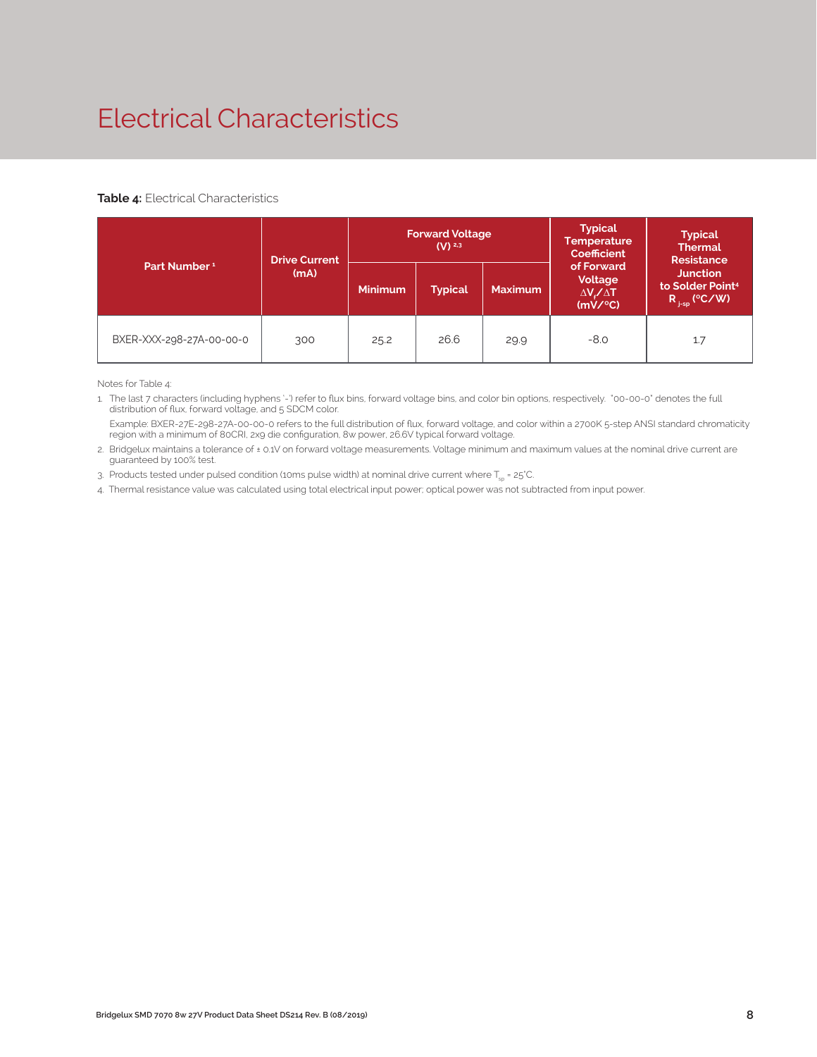# Electrical Characteristics

**Table 4:** Electrical Characteristics

| Part Number [1] | Drive Current (mA) | Forward Voltage (V) [2,3] | | | Typical Temperature Coefficient of Forward Voltage $\Delta V_f / \Delta T$ (mV/°C) | Typical Thermal Resistance Junction to Solder Point[4] $R_{j\text{-}sp}$ (°C/W) |
|---|---|---|---|---|---|---|
| | | Minimum | Typical | Maximum | | |
| BXER-XXX-298-27A-00-00-0 | 300 | 25.2 | 26.6 | 29.9 | -8.0 | 1.7 |

Notes for Table 4:

1. The last 7 characters (including hyphens '-') refer to flux bins, forward voltage bins, and color bin options, respectively. "00-00-0" denotes the full distribution of flux, forward voltage, and 5 SDCM color.

   Example: BXER-27E-298-27A-00-00-0 refers to the full distribution of flux, forward voltage, and color within a 2700K 5-step ANSI standard chromaticity region with a minimum of 80CRI, 2x9 die configuration, 8w power, 26.6V typical forward voltage.

2. Bridgelux maintains a tolerance of ± 0.1V on forward voltage measurements. Voltage minimum and maximum values at the nominal drive current are guaranteed by 100% test.
3. Products tested under pulsed condition (10ms pulse width) at nominal drive current where $T_{sp}$ = 25°C.
4. Thermal resistance value was calculated using total electrical input power; optical power was not subtracted from input power.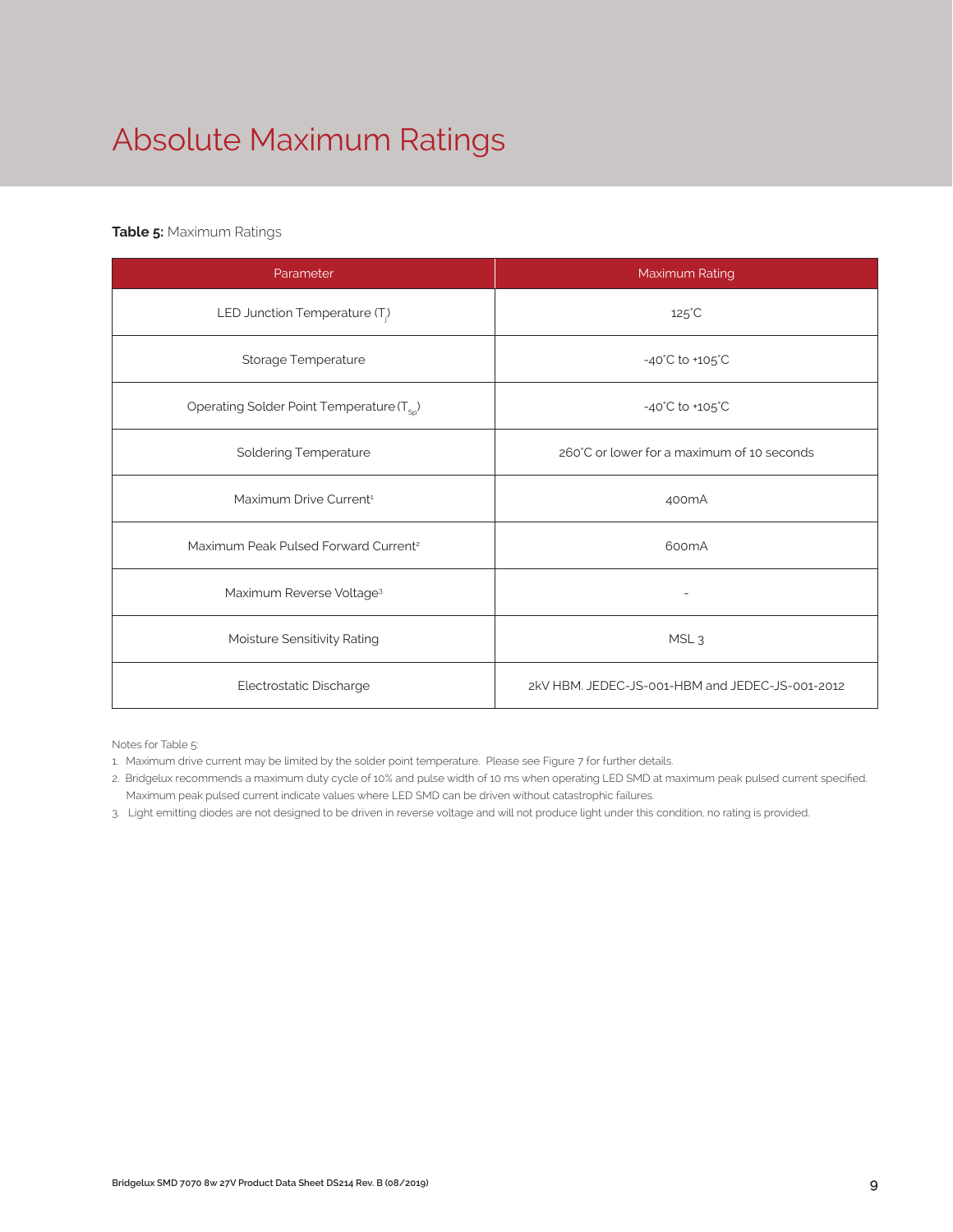# Absolute Maximum Ratings

**Table 5:** Maximum Ratings

| Parameter | Maximum Rating |
|---|---|
| LED Junction Temperature ($T_j$) | 125°C |
| Storage Temperature | -40°C to +105°C |
| Operating Solder Point Temperature ($T_{Sp}$) | -40°C to +105°C |
| Soldering Temperature | 260°C or lower for a maximum of 10 seconds |
| Maximum Drive Current[1] | 400mA |
| Maximum Peak Pulsed Forward Current[2] | 600mA |
| Maximum Reverse Voltage[3] | - |
| Moisture Sensitivity Rating | MSL 3 |
| Electrostatic Discharge | 2kV HBM. JEDEC-JS-001-HBM and JEDEC-JS-001-2012 |

Notes for Table 5:

1. Maximum drive current may be limited by the solder point temperature. Please see Figure 7 for further details.
2. Bridgelux recommends a maximum duty cycle of 10% and pulse width of 10 ms when operating LED SMD at maximum peak pulsed current specified. Maximum peak pulsed current indicate values where LED SMD can be driven without catastrophic failures.
3. Light emitting diodes are not designed to be driven in reverse voltage and will not produce light under this condition, no rating is provided.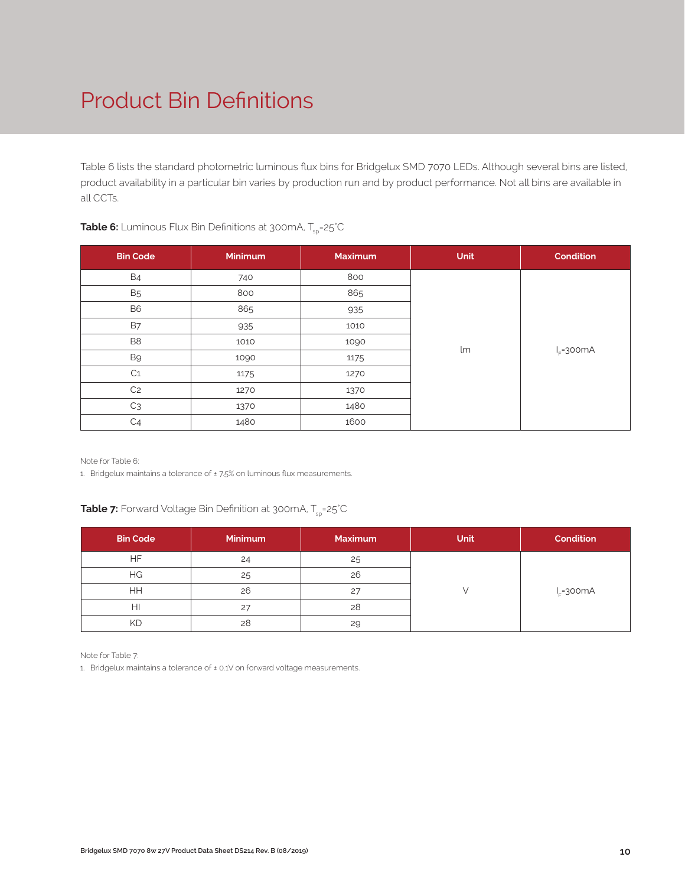# Product Bin Definitions

Table 6 lists the standard photometric luminous flux bins for Bridgelux SMD 7070 LEDs. Although several bins are listed, product availability in a particular bin varies by production run and by product performance. Not all bins are available in all CCTs.

**Table 6:** Luminous Flux Bin Definitions at 300mA, $T_{sp}$=25°C

| Bin Code | Minimum | Maximum | Unit | Condition |
|---|---|---|---|---|
| B4 | 740 | 800 | lm | $I_F$=300mA |
| B5 | 800 | 865 | | |
| B6 | 865 | 935 | | |
| B7 | 935 | 1010 | | |
| B8 | 1010 | 1090 | | |
| B9 | 1090 | 1175 | | |
| C1 | 1175 | 1270 | | |
| C2 | 1270 | 1370 | | |
| C3 | 1370 | 1480 | | |
| C4 | 1480 | 1600 | | |

Note for Table 6:

1. Bridgelux maintains a tolerance of ± 7.5% on luminous flux measurements.

**Table 7:** Forward Voltage Bin Definition at 300mA, $T_{sp}$=25°C

| Bin Code | Minimum | Maximum | Unit | Condition |
|---|---|---|---|---|
| HF | 24 | 25 | V | $I_F$=300mA |
| HG | 25 | 26 | | |
| HH | 26 | 27 | | |
| HI | 27 | 28 | | |
| KD | 28 | 29 | | |

Note for Table 7:

1. Bridgelux maintains a tolerance of ± 0.1V on forward voltage measurements.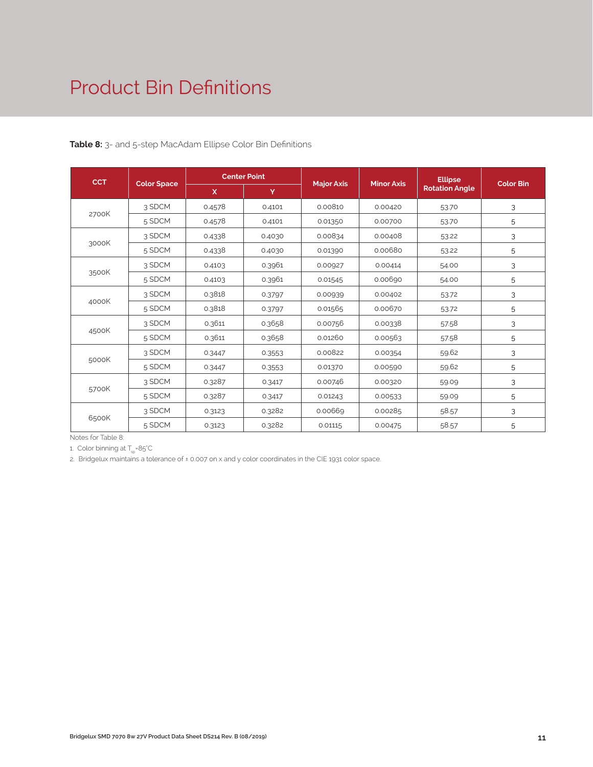# Product Bin Definitions

**Table 8:** 3- and 5-step MacAdam Ellipse Color Bin Definitions

| CCT | Color Space | Center Point | | Major Axis | Minor Axis | Ellipse Rotation Angle | Color Bin |
|---|---|---|---|---|---|---|---|
| | | X | Y | | | | |
| 2700K | 3 SDCM | 0.4578 | 0.4101 | 0.00810 | 0.00420 | 53.70 | 3 |
| | 5 SDCM | 0.4578 | 0.4101 | 0.01350 | 0.00700 | 53.70 | 5 |
| 3000K | 3 SDCM | 0.4338 | 0.4030 | 0.00834 | 0.00408 | 53.22 | 3 |
| | 5 SDCM | 0.4338 | 0.4030 | 0.01390 | 0.00680 | 53.22 | 5 |
| 3500K | 3 SDCM | 0.4103 | 0.3961 | 0.00927 | 0.00414 | 54.00 | 3 |
| | 5 SDCM | 0.4103 | 0.3961 | 0.01545 | 0.00690 | 54.00 | 5 |
| 4000K | 3 SDCM | 0.3818 | 0.3797 | 0.00939 | 0.00402 | 53.72 | 3 |
| | 5 SDCM | 0.3818 | 0.3797 | 0.01565 | 0.00670 | 53.72 | 5 |
| 4500K | 3 SDCM | 0.3611 | 0.3658 | 0.00756 | 0.00338 | 57.58 | 3 |
| | 5 SDCM | 0.3611 | 0.3658 | 0.01260 | 0.00563 | 57.58 | 5 |
| 5000K | 3 SDCM | 0.3447 | 0.3553 | 0.00822 | 0.00354 | 59.62 | 3 |
| | 5 SDCM | 0.3447 | 0.3553 | 0.01370 | 0.00590 | 59.62 | 5 |
| 5700K | 3 SDCM | 0.3287 | 0.3417 | 0.00746 | 0.00320 | 59.09 | 3 |
| | 5 SDCM | 0.3287 | 0.3417 | 0.01243 | 0.00533 | 59.09 | 5 |
| 6500K | 3 SDCM | 0.3123 | 0.3282 | 0.00669 | 0.00285 | 58.57 | 3 |
| | 5 SDCM | 0.3123 | 0.3282 | 0.01115 | 0.00475 | 58.57 | 5 |

Notes for Table 8:

1. Color binning at $T_{sp}$=85°C
2. Bridgelux maintains a tolerance of ± 0.007 on x and y color coordinates in the CIE 1931 color space.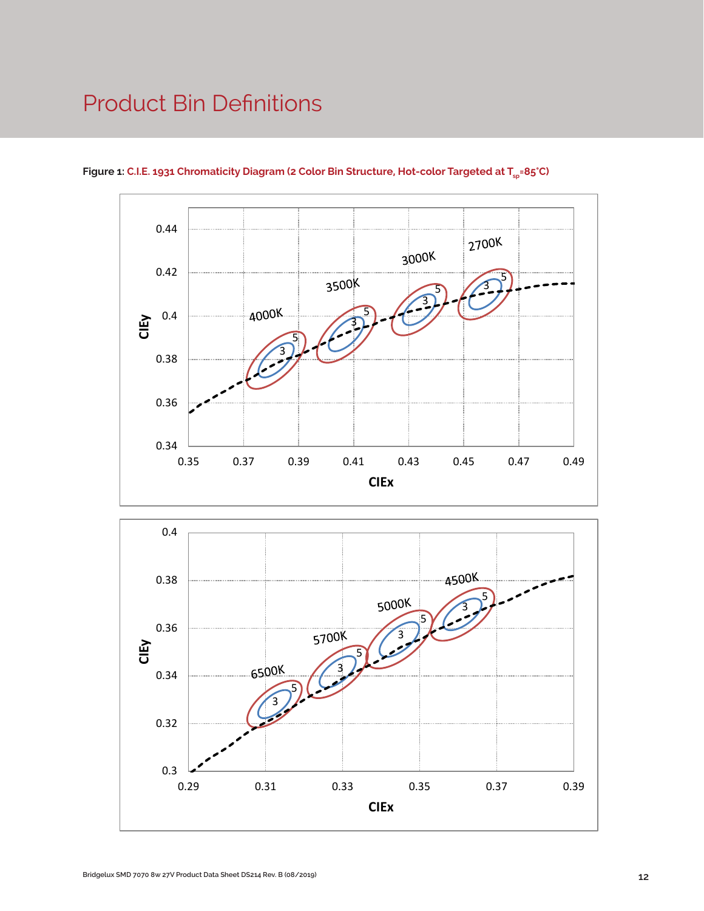# Product Bin Definitions

**Figure 1: C.I.E. 1931 Chromaticity Diagram (2 Color Bin Structure, Hot-color Targeted at $T_{sp}$=85°C)**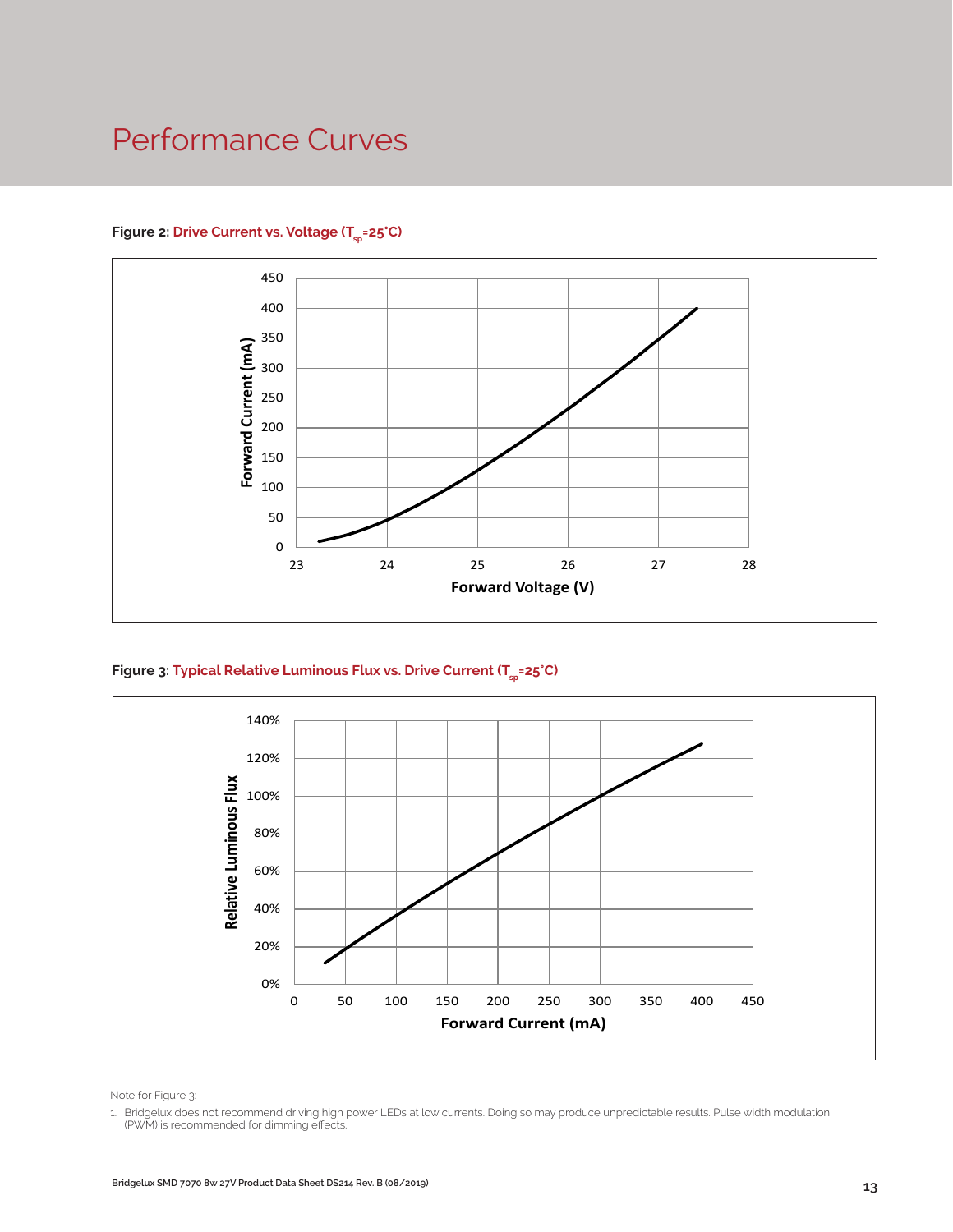# Performance Curves

**Figure 2:** Drive Current vs. Voltage ($T_{sp}$=25°C)

**Figure 3:** Typical Relative Luminous Flux vs. Drive Current ($T_{sp}$=25°C)

Note for Figure 3:

1. Bridgelux does not recommend driving high power LEDs at low currents. Doing so may produce unpredictable results. Pulse width modulation (PWM) is recommended for dimming effects.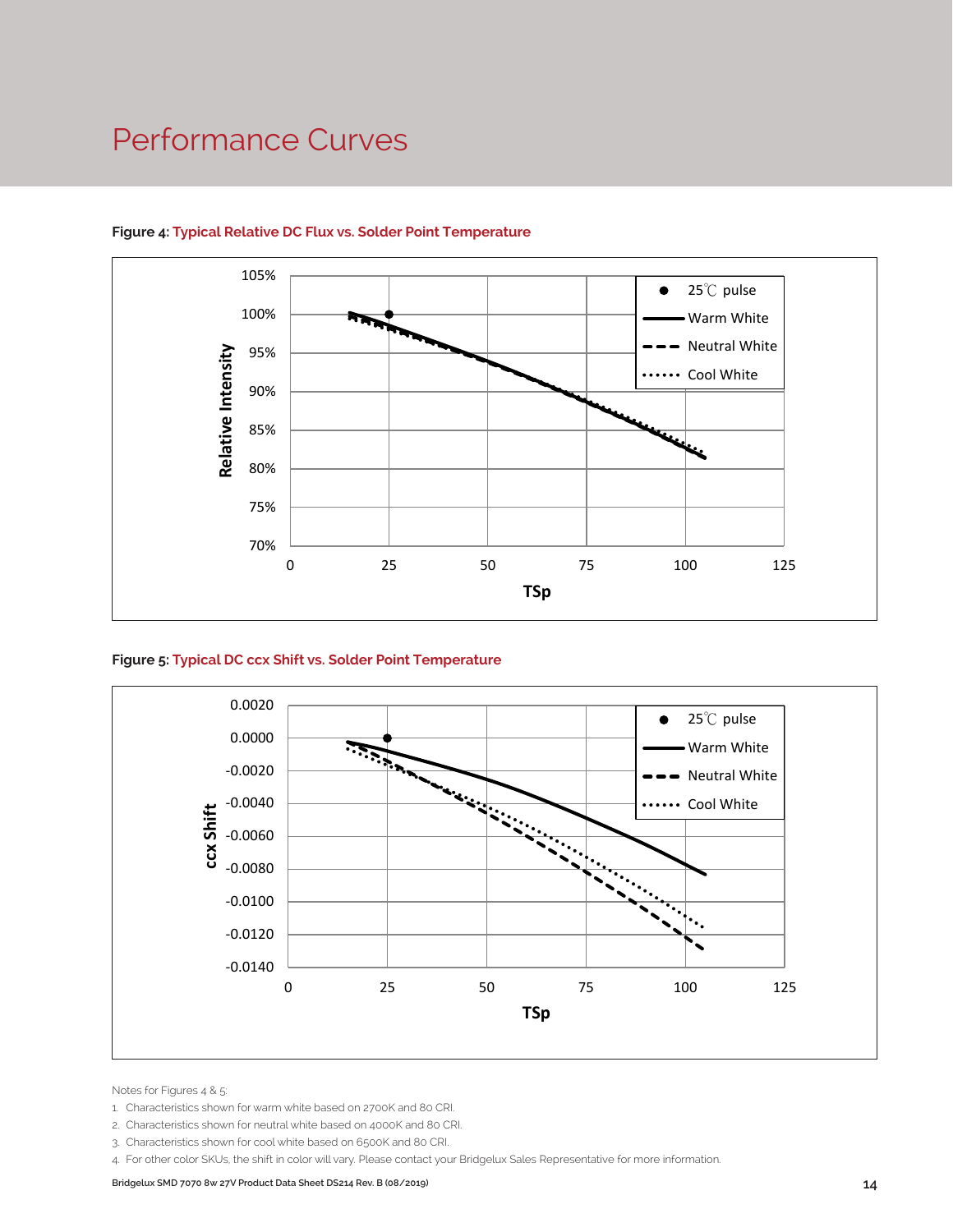# Performance Curves

**Figure 4: Typical Relative DC Flux vs. Solder Point Temperature**

**Figure 5: Typical DC ccx Shift vs. Solder Point Temperature**

Notes for Figures 4 & 5:

1. Characteristics shown for warm white based on 2700K and 80 CRI.
2. Characteristics shown for neutral white based on 4000K and 80 CRI.
3. Characteristics shown for cool white based on 6500K and 80 CRI.
4. For other color SKUs, the shift in color will vary. Please contact your Bridgelux Sales Representative for more information.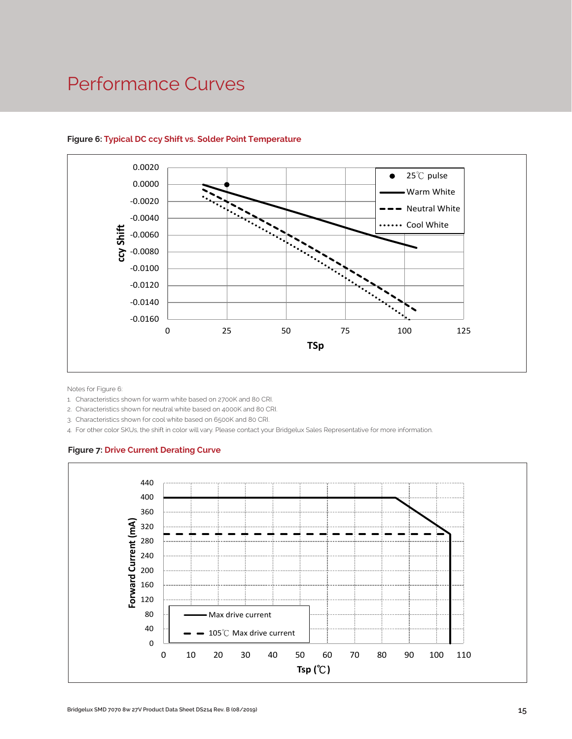# Performance Curves

**Figure 6:** Typical DC ccy Shift vs. Solder Point Temperature

Notes for Figure 6:

1. Characteristics shown for warm white based on 2700K and 80 CRI.
2. Characteristics shown for neutral white based on 4000K and 80 CRI.
3. Characteristics shown for cool white based on 6500K and 80 CRI.
4. For other color SKUs, the shift in color will vary. Please contact your Bridgelux Sales Representative for more information.

**Figure 7:** Drive Current Derating Curve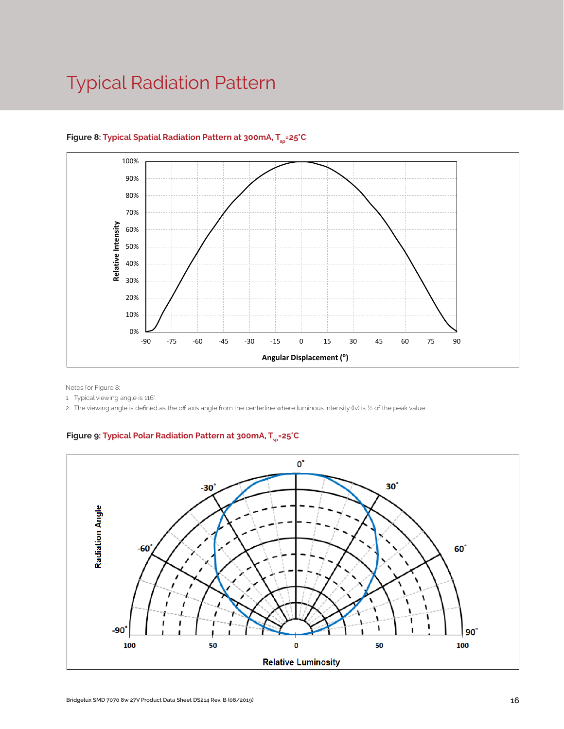# Typical Radiation Pattern

**Figure 8:** Typical Spatial Radiation Pattern at 300mA, $T_{sp}$=25°C

Notes for Figure 8:

1. Typical viewing angle is 116°.
2. The viewing angle is defined as the off axis angle from the centerline where luminous intensity (Iv) is ½ of the peak value.

**Figure 9:** Typical Polar Radiation Pattern at 300mA, $T_{sp}$=25°C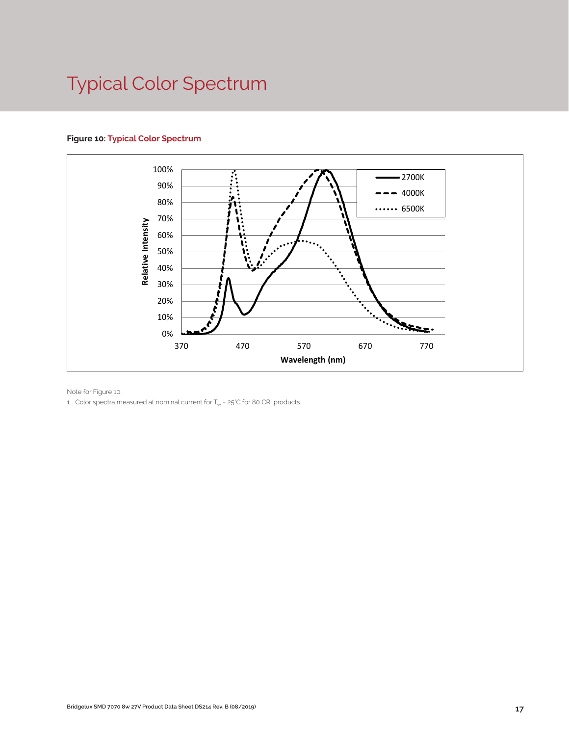# Typical Color Spectrum

**Figure 10: Typical Color Spectrum**

Note for Figure 10:

1. Color spectra measured at nominal current for $T_{sp}$ = 25°C for 80 CRI products.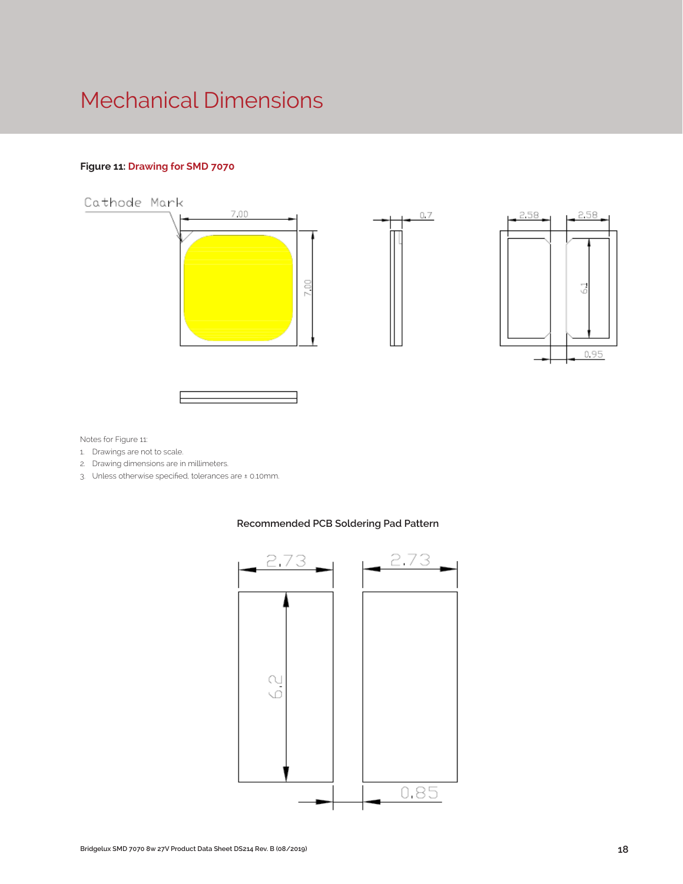# Mechanical Dimensions

**Figure 11: Drawing for SMD 7070**

Notes for Figure 11:

1. Drawings are not to scale.
2. Drawing dimensions are in millimeters.
3. Unless otherwise specified, tolerances are ± 0.10mm.

**Recommended PCB Soldering Pad Pattern**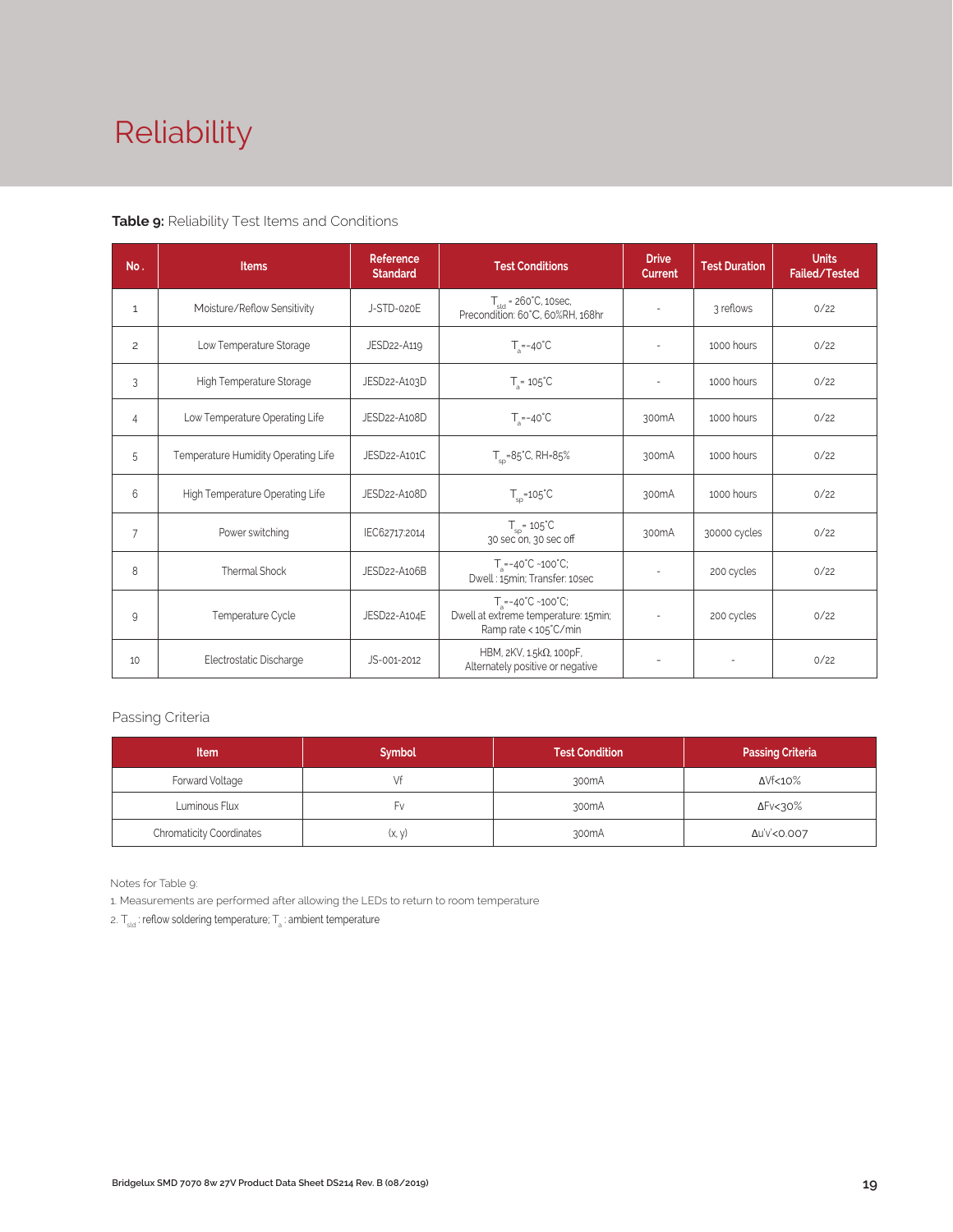# Reliability

**Table 9:** Reliability Test Items and Conditions

| No. | Items | Reference Standard | Test Conditions | Drive Current | Test Duration | Units Failed/Tested |
|---|---|---|---|---|---|---|
| 1 | Moisture/Reflow Sensitivity | J-STD-020E | $T_{sld}$ = 260°C, 10sec, Precondition: 60°C, 60%RH, 168hr | - | 3 reflows | 0/22 |
| 2 | Low Temperature Storage | JESD22-A119 | $T_a$=-40°C | - | 1000 hours | 0/22 |
| 3 | High Temperature Storage | JESD22-A103D | $T_a$= 105°C | - | 1000 hours | 0/22 |
| 4 | Low Temperature Operating Life | JESD22-A108D | $T_a$=-40°C | 300mA | 1000 hours | 0/22 |
| 5 | Temperature Humidity Operating Life | JESD22-A101C | $T_{sp}$=85°C, RH=85% | 300mA | 1000 hours | 0/22 |
| 6 | High Temperature Operating Life | JESD22-A108D | $T_{sp}$=105°C | 300mA | 1000 hours | 0/22 |
| 7 | Power switching | IEC62717:2014 | $T_{sp}$= 105°C 30 sec on, 30 sec off | 300mA | 30000 cycles | 0/22 |
| 8 | Thermal Shock | JESD22-A106B | $T_a$=-40°C ~100°C; Dwell : 15min; Transfer: 10sec | - | 200 cycles | 0/22 |
| 9 | Temperature Cycle | JESD22-A104E | $T_a$=-40°C ~100°C; Dwell at extreme temperature: 15min; Ramp rate < 105°C/min | - | 200 cycles | 0/22 |
| 10 | Electrostatic Discharge | JS-001-2012 | HBM, 2KV, 1.5kΩ, 100pF, Alternately positive or negative | - | - | 0/22 |

Passing Criteria

| Item | Symbol | Test Condition | Passing Criteria |
|---|---|---|---|
| Forward Voltage | Vf | 300mA | ΔVf<10% |
| Luminous Flux | Fv | 300mA | ΔFv<30% |
| Chromaticity Coordinates | (x, y) | 300mA | Δu'v'<0.007 |

Notes for Table 9:

1. Measurements are performed after allowing the LEDs to return to room temperature
2. $T_{sld}$ : reflow soldering temperature; $T_a$ : ambient temperature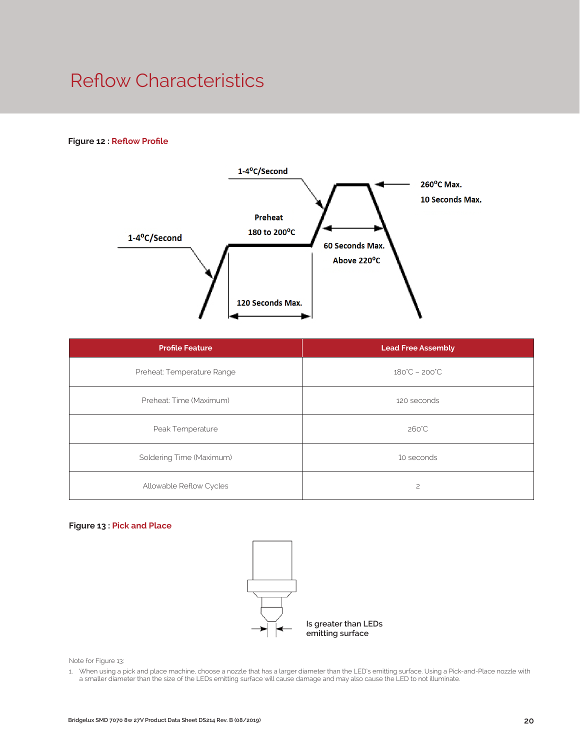# Reflow Characteristics

**Figure 12 : Reflow Profile**

1-4°C/Second

Preheat

180 to 200°C

1-4°C/Second

260°C Max.

10 Seconds Max.

60 Seconds Max.

Above 220°C

120 Seconds Max.

| Profile Feature | Lead Free Assembly |
|---|---|
| Preheat: Temperature Range | 180°C – 200°C |
| Preheat: Time (Maximum) | 120 seconds |
| Peak Temperature | 260°C |
| Soldering Time (Maximum) | 10 seconds |
| Allowable Reflow Cycles | 2 |

**Figure 13 : Pick and Place**

Is greater than LEDs emitting surface

Note for Figure 13:

1. When using a pick and place machine, choose a nozzle that has a larger diameter than the LED's emitting surface. Using a Pick-and-Place nozzle with a smaller diameter than the size of the LEDs emitting surface will cause damage and may also cause the LED to not illuminate.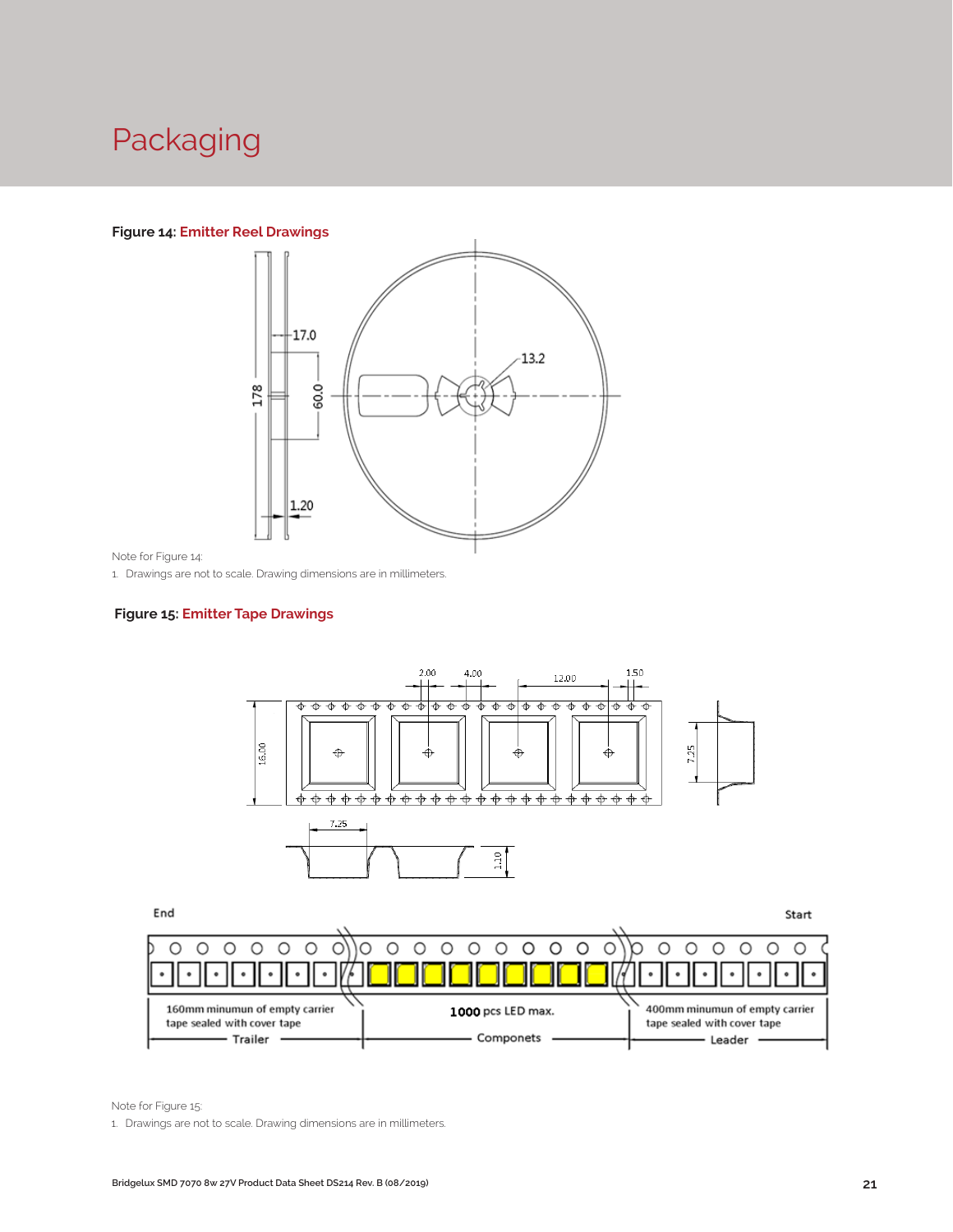# Packaging

**Figure 14: Emitter Reel Drawings**

Note for Figure 14:

1. Drawings are not to scale. Drawing dimensions are in millimeters.

**Figure 15: Emitter Tape Drawings**

Note for Figure 15:

1. Drawings are not to scale. Drawing dimensions are in millimeters.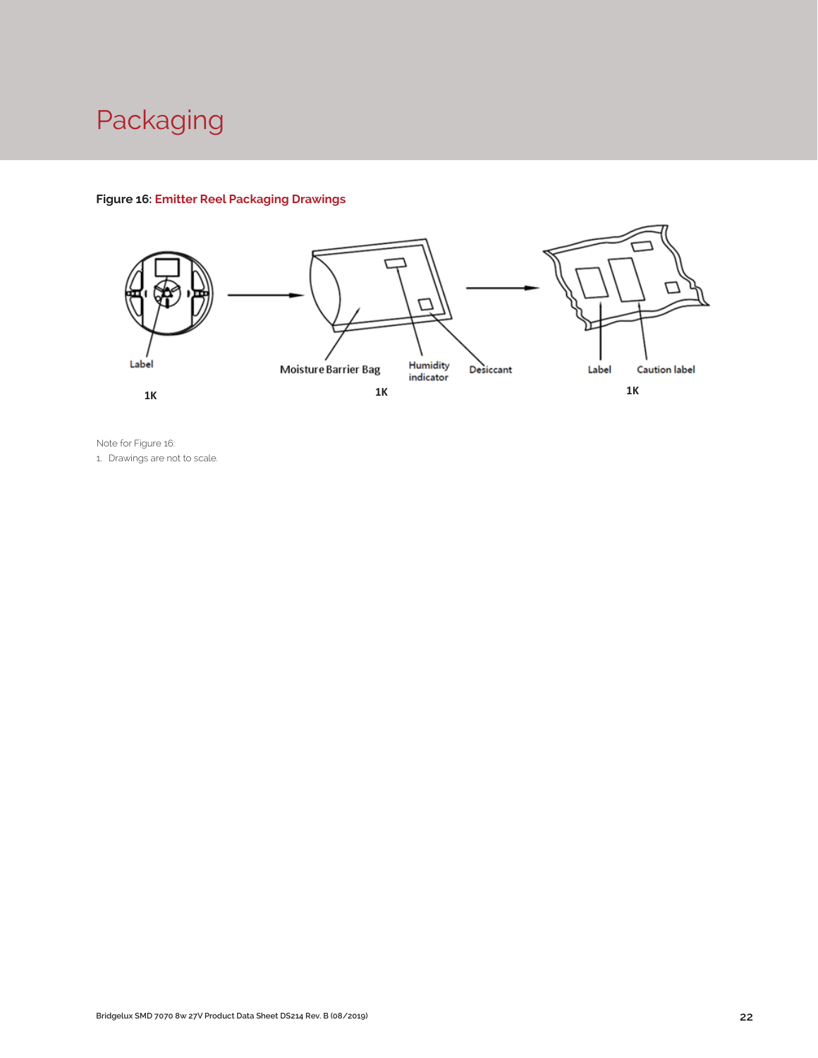# Packaging

**Figure 16: Emitter Reel Packaging Drawings**

Label

1K

Moisture Barrier Bag

Humidity indicator

Desiccant

1K

Label

Caution label

1K

Note for Figure 16:

1. Drawings are not to scale.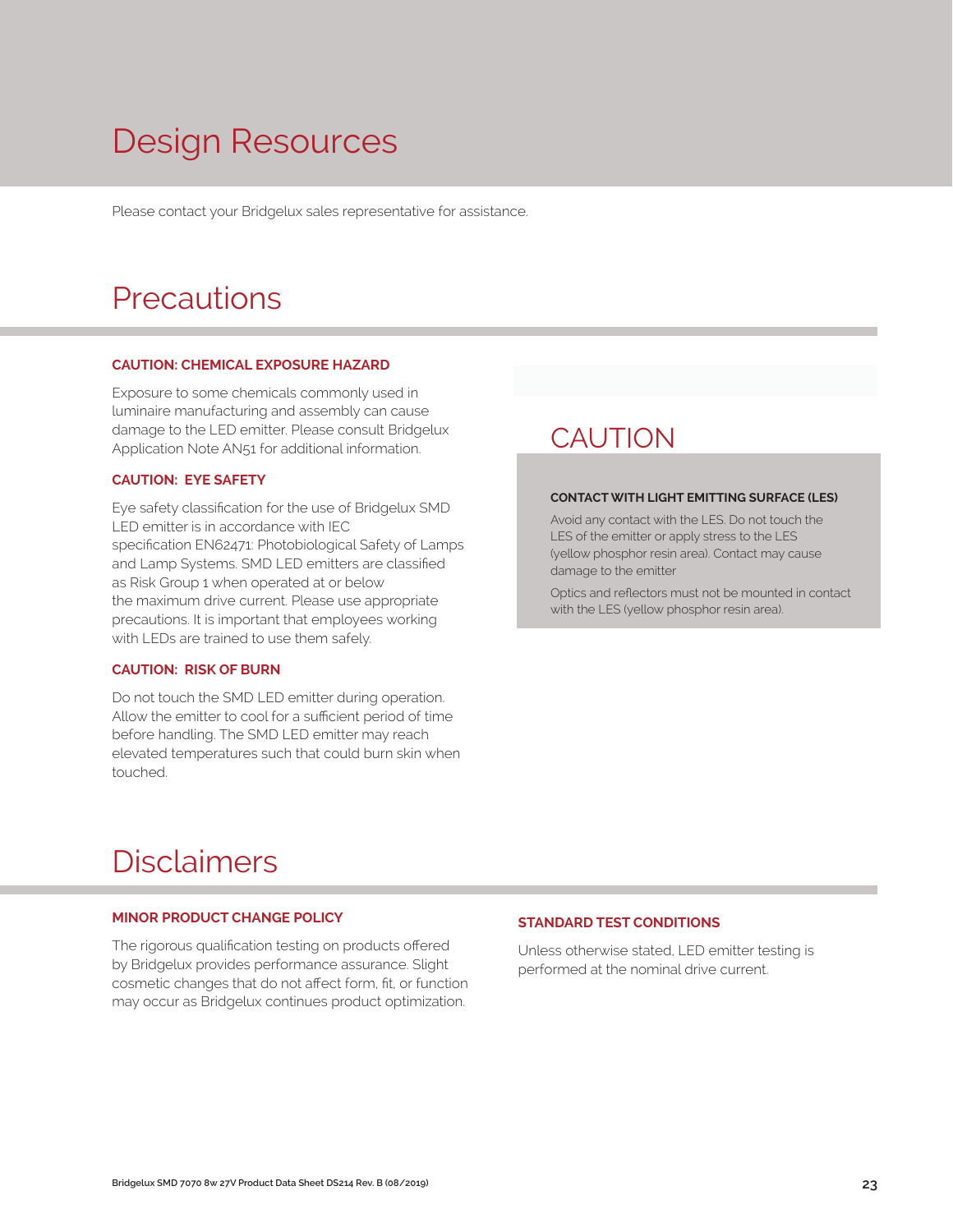# Design Resources

Please contact your Bridgelux sales representative for assistance.

# Precautions

### CAUTION: CHEMICAL EXPOSURE HAZARD

Exposure to some chemicals commonly used in luminaire manufacturing and assembly can cause damage to the LED emitter. Please consult Bridgelux Application Note AN51 for additional information.

### CAUTION: EYE SAFETY

Eye safety classification for the use of Bridgelux SMD LED emitter is in accordance with IEC specification EN62471: Photobiological Safety of Lamps and Lamp Systems. SMD LED emitters are classified as Risk Group 1 when operated at or below the maximum drive current. Please use appropriate precautions. It is important that employees working with LEDs are trained to use them safely.

### CAUTION: RISK OF BURN

Do not touch the SMD LED emitter during operation. Allow the emitter to cool for a sufficient period of time before handling. The SMD LED emitter may reach elevated temperatures such that could burn skin when touched.

## CAUTION

**CONTACT WITH LIGHT EMITTING SURFACE (LES)**

Avoid any contact with the LES. Do not touch the LES of the emitter or apply stress to the LES (yellow phosphor resin area). Contact may cause damage to the emitter

Optics and reflectors must not be mounted in contact with the LES (yellow phosphor resin area).

# Disclaimers

### MINOR PRODUCT CHANGE POLICY

The rigorous qualification testing on products offered by Bridgelux provides performance assurance. Slight cosmetic changes that do not affect form, fit, or function may occur as Bridgelux continues product optimization.

### STANDARD TEST CONDITIONS

Unless otherwise stated, LED emitter testing is performed at the nominal drive current.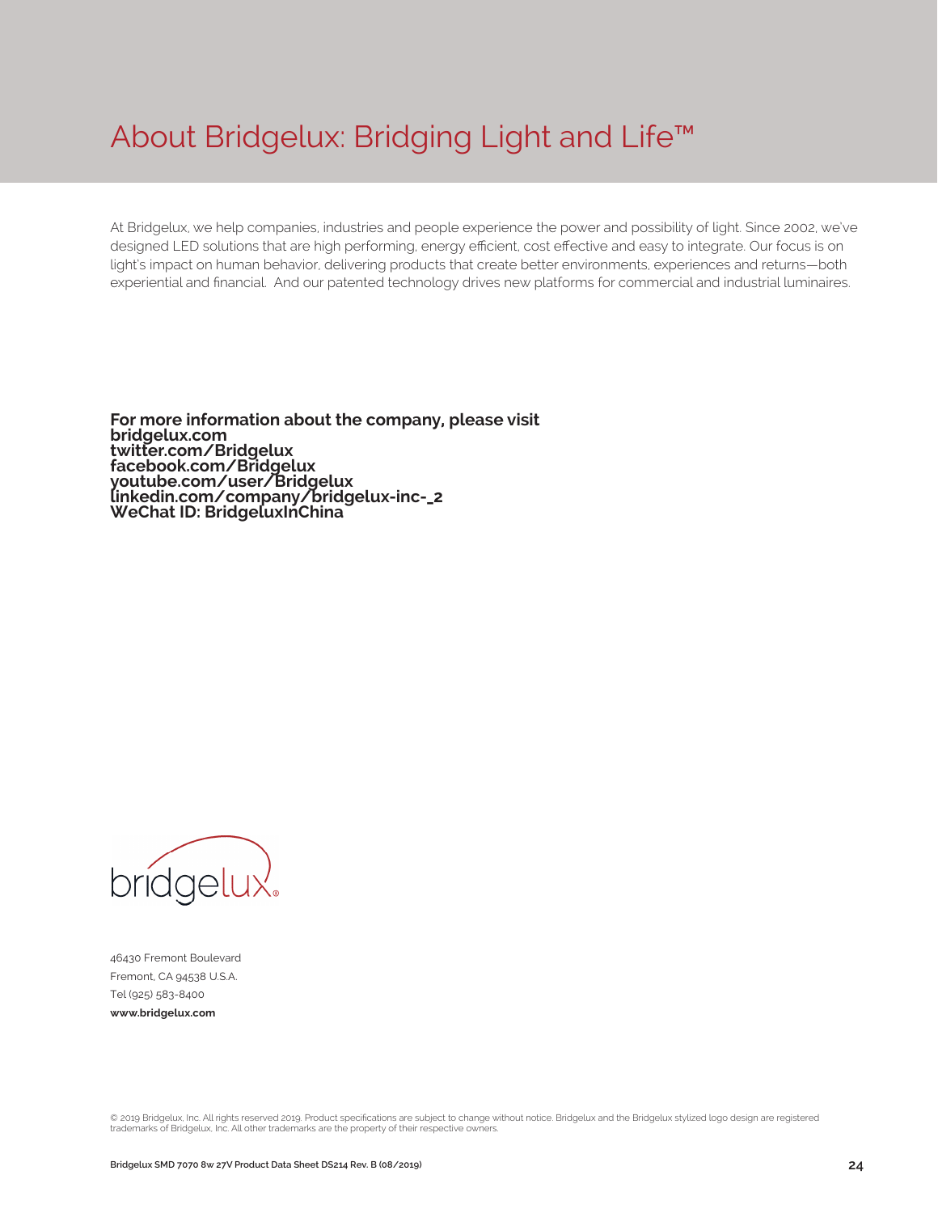# About Bridgelux: Bridging Light and Life™

At Bridgelux, we help companies, industries and people experience the power and possibility of light. Since 2002, we've designed LED solutions that are high performing, energy efficient, cost effective and easy to integrate. Our focus is on light's impact on human behavior, delivering products that create better environments, experiences and returns—both experiential and financial. And our patented technology drives new platforms for commercial and industrial luminaires.

**For more information about the company, please visit**
**bridgelux.com**
**twitter.com/Bridgelux**
**facebook.com/Bridgelux**
**youtube.com/user/Bridgelux**
**linkedin.com/company/bridgelux-inc-_2**
**WeChat ID: BridgeluxInChina**

bridgelux®

46430 Fremont Boulevard
Fremont, CA 94538 U.S.A.
Tel (925) 583-8400
**www.bridgelux.com**

© 2019 Bridgelux, Inc. All rights reserved 2019. Product specifications are subject to change without notice. Bridgelux and the Bridgelux stylized logo design are registered trademarks of Bridgelux, Inc. All other trademarks are the property of their respective owners.